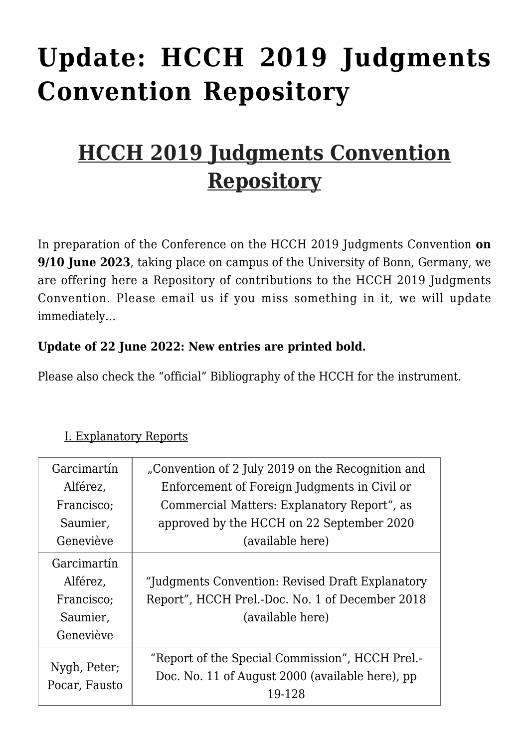# Update: HCCH 2019 Judgments Convention Repository

## HCCH 2019 Judgments Convention Repository

In preparation of the Conference on the HCCH 2019 Judgments Convention **on 9/10 June 2023**, taking place on campus of the University of Bonn, Germany, we are offering here a Repository of contributions to the HCCH 2019 Judgments Convention. Please email us if you miss something in it, we will update immediately…

**Update of 22 June 2022: New entries are printed bold.**

Please also check the "official" Bibliography of the HCCH for the instrument.

I. Explanatory Reports

| Author(s) | Title |
| --- | --- |
| Garcimartín Alférez, Francisco; Saumier, Geneviève | „Convention of 2 July 2019 on the Recognition and Enforcement of Foreign Judgments in Civil or Commercial Matters: Explanatory Report", as approved by the HCCH on 22 September 2020 (available here) |
| Garcimartín Alférez, Francisco; Saumier, Geneviève | "Judgments Convention: Revised Draft Explanatory Report", HCCH Prel.-Doc. No. 1 of December 2018 (available here) |
| Nygh, Peter; Pocar, Fausto | "Report of the Special Commission", HCCH Prel.-Doc. No. 11 of August 2000 (available here), pp 19-128 |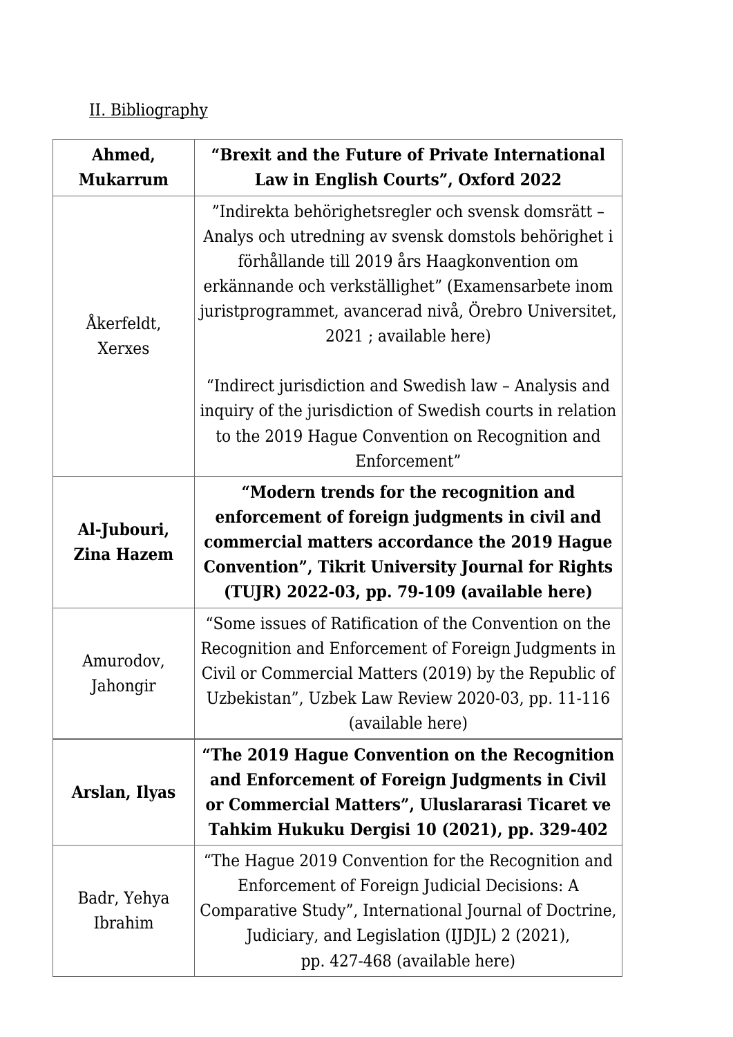II. Bibliography

| **Ahmed, Mukarrum** | **“Brexit and the Future of Private International Law in English Courts”, Oxford 2022** |
|---|---|
| Åkerfeldt, Xerxes | ”Indirekta behörighetsregler och svensk domsrätt – Analys och utredning av svensk domstols behörighet i förhållande till 2019 års Haagkonvention om erkännande och verkställighet” (Examensarbete inom juristprogrammet, avancerad nivå, Örebro Universitet, 2021 ; available here)<br><br>“Indirect jurisdiction and Swedish law – Analysis and inquiry of the jurisdiction of Swedish courts in relation to the 2019 Hague Convention on Recognition and Enforcement” |
| **Al-Jubouri, Zina Hazem** | **“Modern trends for the recognition and enforcement of foreign judgments in civil and commercial matters accordance the 2019 Hague Convention”, Tikrit University Journal for Rights (TUJR) 2022-03, pp. 79-109 (available here)** |
| Amurodov, Jahongir | “Some issues of Ratification of the Convention on the Recognition and Enforcement of Foreign Judgments in Civil or Commercial Matters (2019) by the Republic of Uzbekistan”, Uzbek Law Review 2020-03, pp. 11-116 (available here) |
| **Arslan, Ilyas** | **“The 2019 Hague Convention on the Recognition and Enforcement of Foreign Judgments in Civil or Commercial Matters”, Uluslararasi Ticaret ve Tahkim Hukuku Dergisi 10 (2021), pp. 329-402** |
| Badr, Yehya Ibrahim | “The Hague 2019 Convention for the Recognition and Enforcement of Foreign Judicial Decisions: A Comparative Study”, International Journal of Doctrine, Judiciary, and Legislation (IJDJL) 2 (2021), pp. 427-468 (available here) |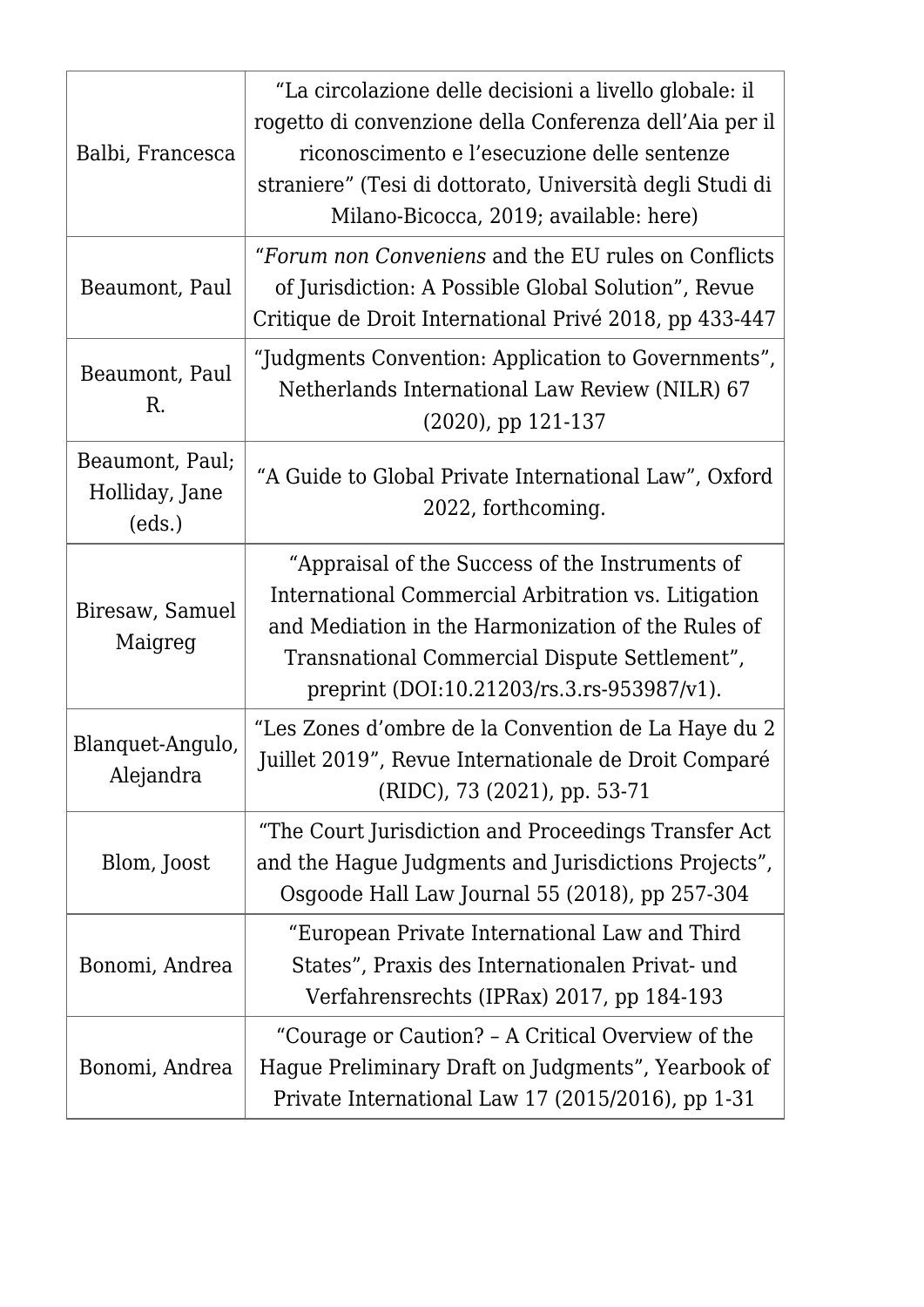| | |
|---|---|
| Balbi, Francesca | "La circolazione delle decisioni a livello globale: il rogetto di convenzione della Conferenza dell'Aia per il riconoscimento e l'esecuzione delle sentenze straniere" (Tesi di dottorato, Università degli Studi di Milano-Bicocca, 2019; available: here) |
| Beaumont, Paul | "*Forum non Conveniens* and the EU rules on Conflicts of Jurisdiction: A Possible Global Solution", Revue Critique de Droit International Privé 2018, pp 433-447 |
| Beaumont, Paul R. | "Judgments Convention: Application to Governments", Netherlands International Law Review (NILR) 67 (2020), pp 121-137 |
| Beaumont, Paul; Holliday, Jane (eds.) | "A Guide to Global Private International Law", Oxford 2022, forthcoming. |
| Biresaw, Samuel Maigreg | "Appraisal of the Success of the Instruments of International Commercial Arbitration vs. Litigation and Mediation in the Harmonization of the Rules of Transnational Commercial Dispute Settlement", preprint (DOI:10.21203/rs.3.rs-953987/v1). |
| Blanquet-Angulo, Alejandra | "Les Zones d'ombre de la Convention de La Haye du 2 Juillet 2019", Revue Internationale de Droit Comparé (RIDC), 73 (2021), pp. 53-71 |
| Blom, Joost | "The Court Jurisdiction and Proceedings Transfer Act and the Hague Judgments and Jurisdictions Projects", Osgoode Hall Law Journal 55 (2018), pp 257-304 |
| Bonomi, Andrea | "European Private International Law and Third States", Praxis des Internationalen Privat- und Verfahrensrechts (IPRax) 2017, pp 184-193 |
| Bonomi, Andrea | "Courage or Caution? – A Critical Overview of the Hague Preliminary Draft on Judgments", Yearbook of Private International Law 17 (2015/2016), pp 1-31 |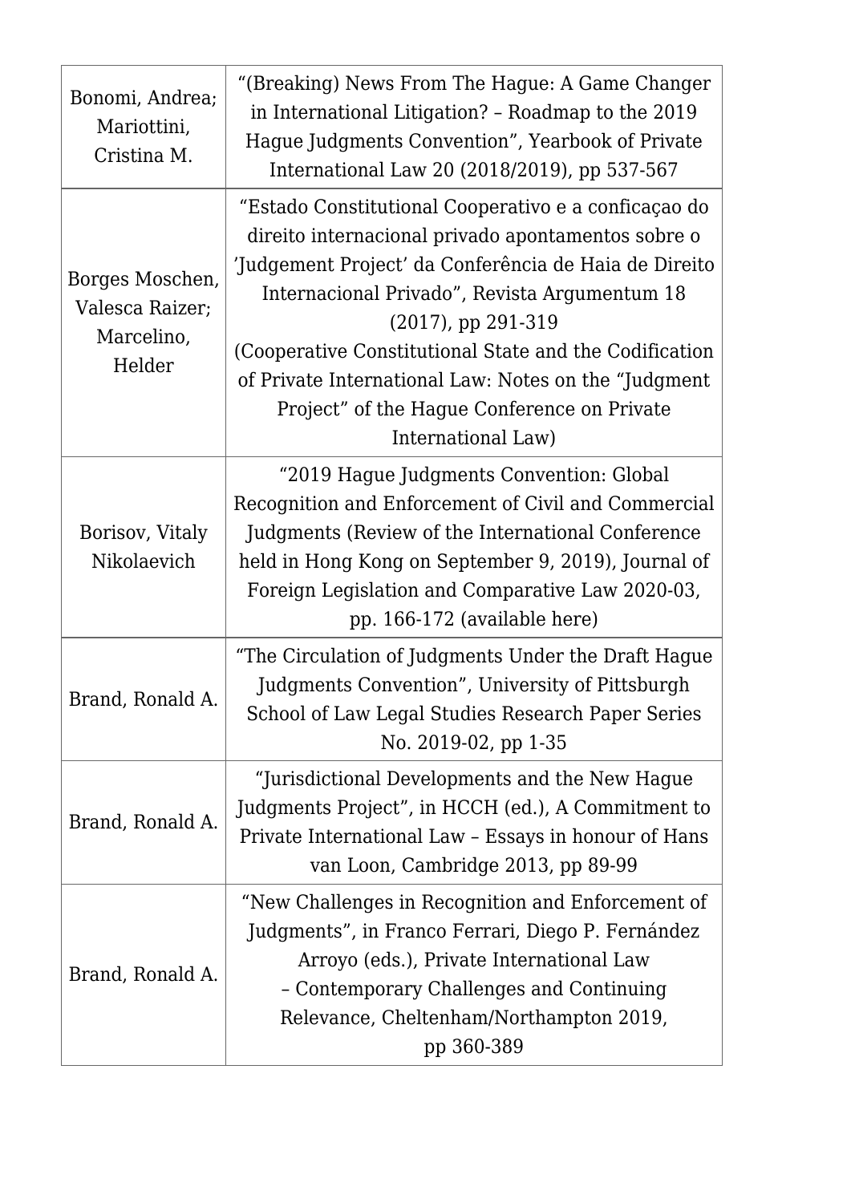| | |
|---|---|
| Bonomi, Andrea; Mariottini, Cristina M. | "(Breaking) News From The Hague: A Game Changer in International Litigation? – Roadmap to the 2019 Hague Judgments Convention", Yearbook of Private International Law 20 (2018/2019), pp 537-567 |
| Borges Moschen, Valesca Raizer; Marcelino, Helder | "Estado Constitutional Cooperativo e a conficaçao do direito internacional privado apontamentos sobre o 'Judgement Project' da Conferência de Haia de Direito Internacional Privado", Revista Argumentum 18 (2017), pp 291-319 (Cooperative Constitutional State and the Codification of Private International Law: Notes on the "Judgment Project" of the Hague Conference on Private International Law) |
| Borisov, Vitaly Nikolaevich | "2019 Hague Judgments Convention: Global Recognition and Enforcement of Civil and Commercial Judgments (Review of the International Conference held in Hong Kong on September 9, 2019), Journal of Foreign Legislation and Comparative Law 2020-03, pp. 166-172 (available here) |
| Brand, Ronald A. | "The Circulation of Judgments Under the Draft Hague Judgments Convention", University of Pittsburgh School of Law Legal Studies Research Paper Series No. 2019-02, pp 1-35 |
| Brand, Ronald A. | "Jurisdictional Developments and the New Hague Judgments Project", in HCCH (ed.), A Commitment to Private International Law – Essays in honour of Hans van Loon, Cambridge 2013, pp 89-99 |
| Brand, Ronald A. | "New Challenges in Recognition and Enforcement of Judgments", in Franco Ferrari, Diego P. Fernández Arroyo (eds.), Private International Law – Contemporary Challenges and Continuing Relevance, Cheltenham/Northampton 2019, pp 360-389 |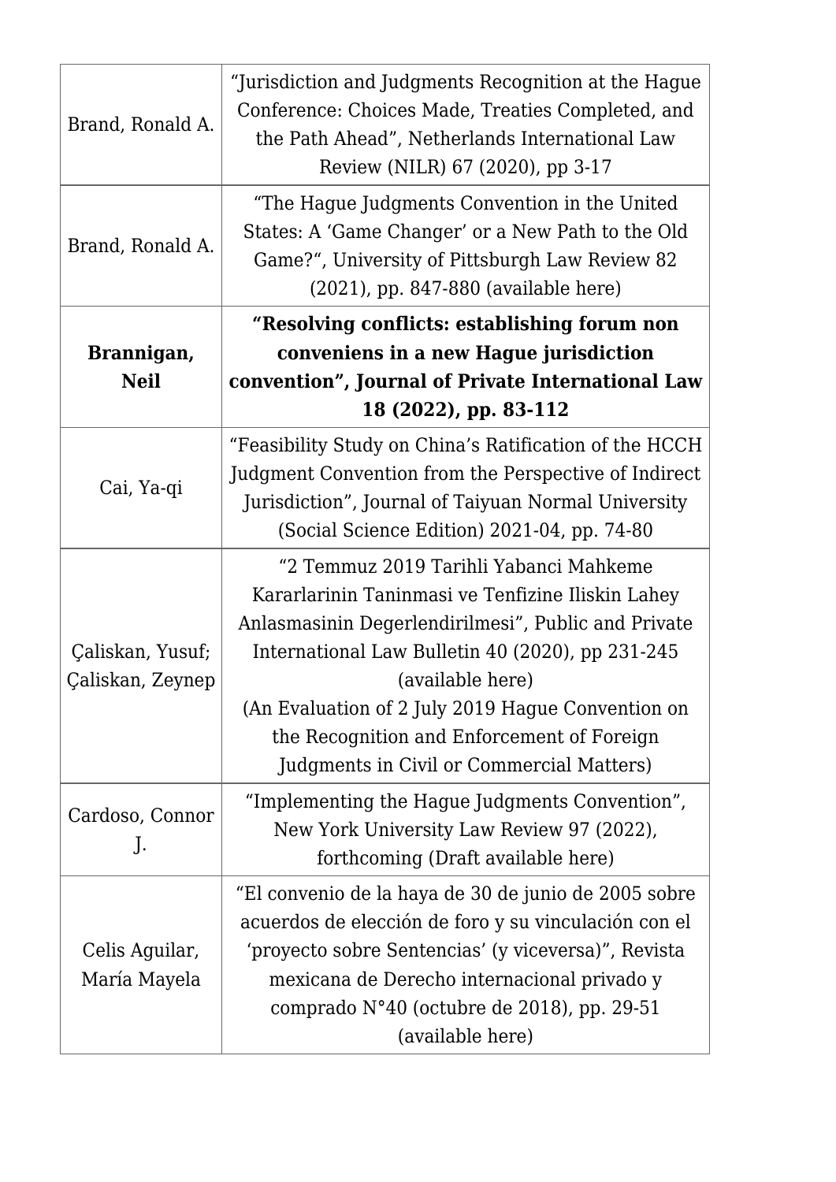| | |
|---|---|
| Brand, Ronald A. | "Jurisdiction and Judgments Recognition at the Hague Conference: Choices Made, Treaties Completed, and the Path Ahead", Netherlands International Law Review (NILR) 67 (2020), pp 3-17 |
| Brand, Ronald A. | "The Hague Judgments Convention in the United States: A 'Game Changer' or a New Path to the Old Game?", University of Pittsburgh Law Review 82 (2021), pp. 847-880 (available here) |
| **Brannigan, Neil** | **"Resolving conflicts: establishing forum non conveniens in a new Hague jurisdiction convention", Journal of Private International Law 18 (2022), pp. 83-112** |
| Cai, Ya-qi | "Feasibility Study on China's Ratification of the HCCH Judgment Convention from the Perspective of Indirect Jurisdiction", Journal of Taiyuan Normal University (Social Science Edition) 2021-04, pp. 74-80 |
| Çaliskan, Yusuf; Çaliskan, Zeynep | "2 Temmuz 2019 Tarihli Yabanci Mahkeme Kararlarinin Taninmasi ve Tenfizine Iliskin Lahey Anlasmasinin Degerlendirilmesi", Public and Private International Law Bulletin 40 (2020), pp 231-245 (available here)<br>(An Evaluation of 2 July 2019 Hague Convention on the Recognition and Enforcement of Foreign Judgments in Civil or Commercial Matters) |
| Cardoso, Connor J. | "Implementing the Hague Judgments Convention", New York University Law Review 97 (2022), forthcoming (Draft available here) |
| Celis Aguilar, María Mayela | "El convenio de la haya de 30 de junio de 2005 sobre acuerdos de elección de foro y su vinculación con el 'proyecto sobre Sentencias' (y viceversa)", Revista mexicana de Derecho internacional privado y comprado N°40 (octubre de 2018), pp. 29-51 (available here) |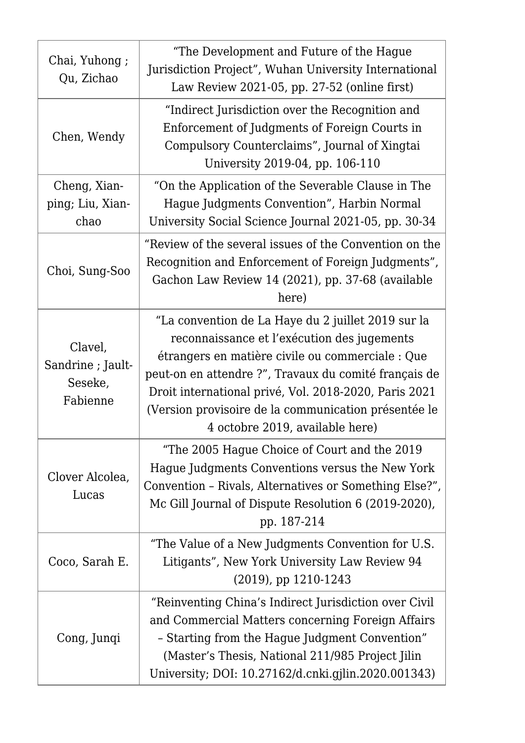| | |
|---|---|
| Chai, Yuhong ; Qu, Zichao | "The Development and Future of the Hague Jurisdiction Project", Wuhan University International Law Review 2021-05, pp. 27-52 (online first) |
| Chen, Wendy | "Indirect Jurisdiction over the Recognition and Enforcement of Judgments of Foreign Courts in Compulsory Counterclaims", Journal of Xingtai University 2019-04, pp. 106-110 |
| Cheng, Xian-ping; Liu, Xian-chao | "On the Application of the Severable Clause in The Hague Judgments Convention", Harbin Normal University Social Science Journal 2021-05, pp. 30-34 |
| Choi, Sung-Soo | "Review of the several issues of the Convention on the Recognition and Enforcement of Foreign Judgments", Gachon Law Review 14 (2021), pp. 37-68 (available here) |
| Clavel, Sandrine ; Jault-Seseke, Fabienne | "La convention de La Haye du 2 juillet 2019 sur la reconnaissance et l'exécution des jugements étrangers en matière civile ou commerciale : Que peut-on en attendre ?", Travaux du comité français de Droit international privé, Vol. 2018-2020, Paris 2021 (Version provisoire de la communication présentée le 4 octobre 2019, available here) |
| Clover Alcolea, Lucas | "The 2005 Hague Choice of Court and the 2019 Hague Judgments Conventions versus the New York Convention – Rivals, Alternatives or Something Else?", Mc Gill Journal of Dispute Resolution 6 (2019-2020), pp. 187-214 |
| Coco, Sarah E. | "The Value of a New Judgments Convention for U.S. Litigants", New York University Law Review 94 (2019), pp 1210-1243 |
| Cong, Junqi | "Reinventing China's Indirect Jurisdiction over Civil and Commercial Matters concerning Foreign Affairs – Starting from the Hague Judgment Convention" (Master's Thesis, National 211/985 Project Jilin University; DOI: 10.27162/d.cnki.gjlin.2020.001343) |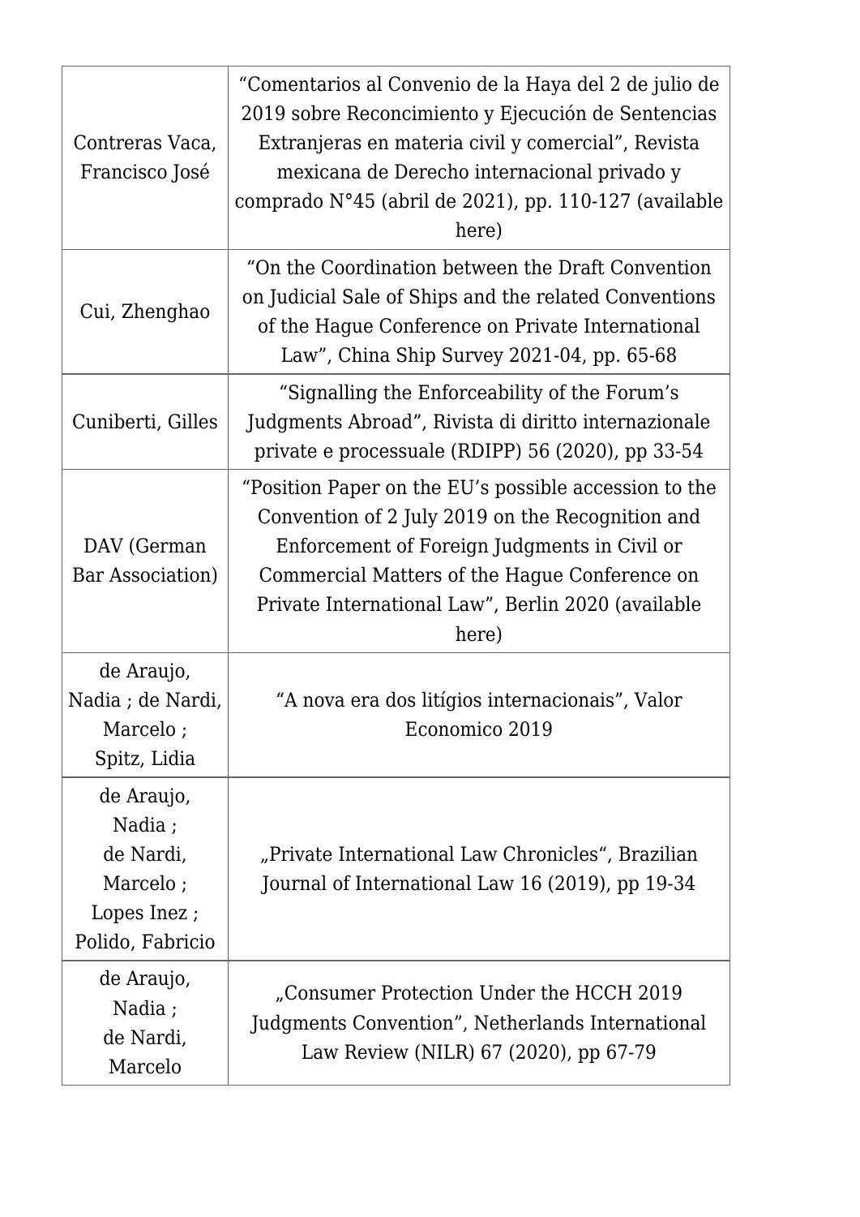| | |
|---|---|
| Contreras Vaca, Francisco José | "Comentarios al Convenio de la Haya del 2 de julio de 2019 sobre Reconcimiento y Ejecución de Sentencias Extranjeras en materia civil y comercial", Revista mexicana de Derecho internacional privado y comprado N°45 (abril de 2021), pp. 110-127 (available here) |
| Cui, Zhenghao | "On the Coordination between the Draft Convention on Judicial Sale of Ships and the related Conventions of the Hague Conference on Private International Law", China Ship Survey 2021-04, pp. 65-68 |
| Cuniberti, Gilles | "Signalling the Enforceability of the Forum's Judgments Abroad", Rivista di diritto internazionale private e processuale (RDIPP) 56 (2020), pp 33-54 |
| DAV (German Bar Association) | "Position Paper on the EU's possible accession to the Convention of 2 July 2019 on the Recognition and Enforcement of Foreign Judgments in Civil or Commercial Matters of the Hague Conference on Private International Law", Berlin 2020 (available here) |
| de Araujo, Nadia ; de Nardi, Marcelo ; Spitz, Lidia | "A nova era dos litígios internacionais", Valor Economico 2019 |
| de Araujo, Nadia ; de Nardi, Marcelo ; Lopes Inez ; Polido, Fabricio | „Private International Law Chronicles", Brazilian Journal of International Law 16 (2019), pp 19-34 |
| de Araujo, Nadia ; de Nardi, Marcelo | „Consumer Protection Under the HCCH 2019 Judgments Convention", Netherlands International Law Review (NILR) 67 (2020), pp 67-79 |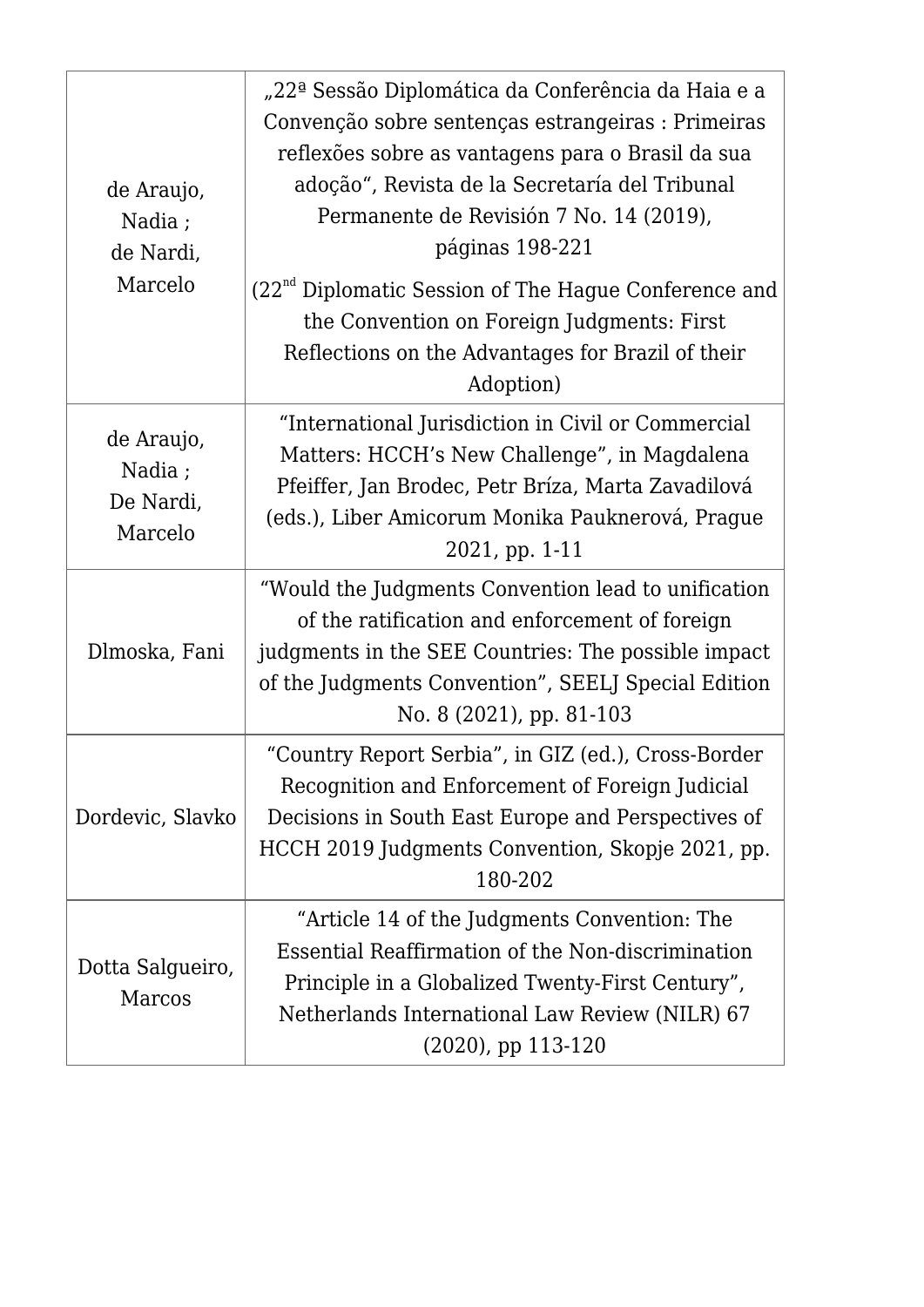| | |
|---|---|
| de Araujo, Nadia ; de Nardi, Marcelo | „22ª Sessão Diplomática da Conferência da Haia e a Convenção sobre sentenças estrangeiras : Primeiras reflexões sobre as vantagens para o Brasil da sua adoção", Revista de la Secretaría del Tribunal Permanente de Revisión 7 No. 14 (2019), páginas 198-221<br><br>(22[nd] Diplomatic Session of The Hague Conference and the Convention on Foreign Judgments: First Reflections on the Advantages for Brazil of their Adoption) |
| de Araujo, Nadia ; De Nardi, Marcelo | "International Jurisdiction in Civil or Commercial Matters: HCCH's New Challenge", in Magdalena Pfeiffer, Jan Brodec, Petr Bríza, Marta Zavadilová (eds.), Liber Amicorum Monika Pauknerová, Prague 2021, pp. 1-11 |
| Dlmoska, Fani | "Would the Judgments Convention lead to unification of the ratification and enforcement of foreign judgments in the SEE Countries: The possible impact of the Judgments Convention", SEELJ Special Edition No. 8 (2021), pp. 81-103 |
| Dordevic, Slavko | "Country Report Serbia", in GIZ (ed.), Cross-Border Recognition and Enforcement of Foreign Judicial Decisions in South East Europe and Perspectives of HCCH 2019 Judgments Convention, Skopje 2021, pp. 180-202 |
| Dotta Salgueiro, Marcos | "Article 14 of the Judgments Convention: The Essential Reaffirmation of the Non-discrimination Principle in a Globalized Twenty-First Century", Netherlands International Law Review (NILR) 67 (2020), pp 113-120 |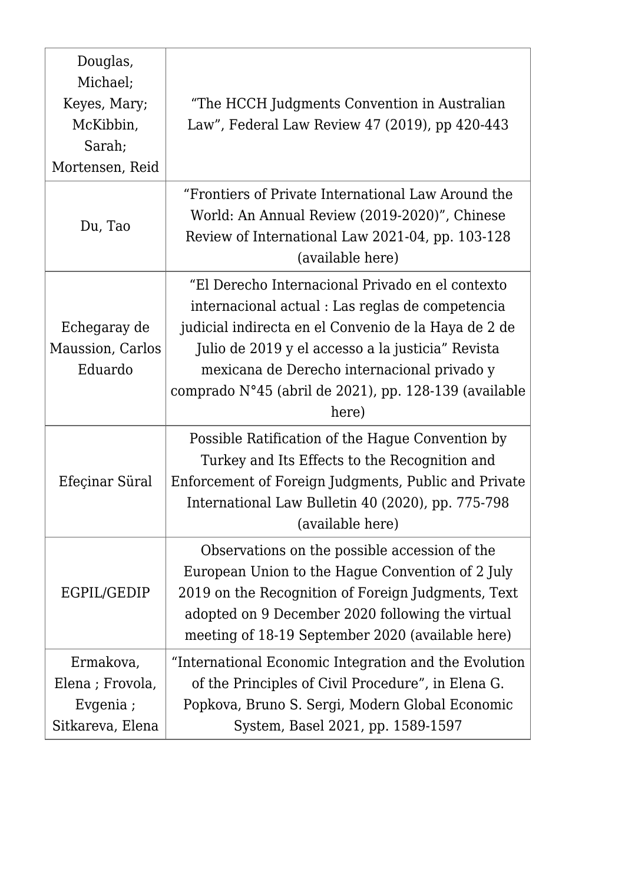| | |
|---|---|
| Douglas, Michael; Keyes, Mary; McKibbin, Sarah; Mortensen, Reid | "The HCCH Judgments Convention in Australian Law", Federal Law Review 47 (2019), pp 420-443 |
| Du, Tao | "Frontiers of Private International Law Around the World: An Annual Review (2019-2020)", Chinese Review of International Law 2021-04, pp. 103-128 (available here) |
| Echegaray de Maussion, Carlos Eduardo | "El Derecho Internacional Privado en el contexto internacional actual : Las reglas de competencia judicial indirecta en el Convenio de la Haya de 2 de Julio de 2019 y el accesso a la justicia" Revista mexicana de Derecho internacional privado y comprado N°45 (abril de 2021), pp. 128-139 (available here) |
| Efeçinar Süral | Possible Ratification of the Hague Convention by Turkey and Its Effects to the Recognition and Enforcement of Foreign Judgments, Public and Private International Law Bulletin 40 (2020), pp. 775-798 (available here) |
| EGPIL/GEDIP | Observations on the possible accession of the European Union to the Hague Convention of 2 July 2019 on the Recognition of Foreign Judgments, Text adopted on 9 December 2020 following the virtual meeting of 18-19 September 2020 (available here) |
| Ermakova, Elena ; Frovola, Evgenia ; Sitkareva, Elena | "International Economic Integration and the Evolution of the Principles of Civil Procedure", in Elena G. Popkova, Bruno S. Sergi, Modern Global Economic System, Basel 2021, pp. 1589-1597 |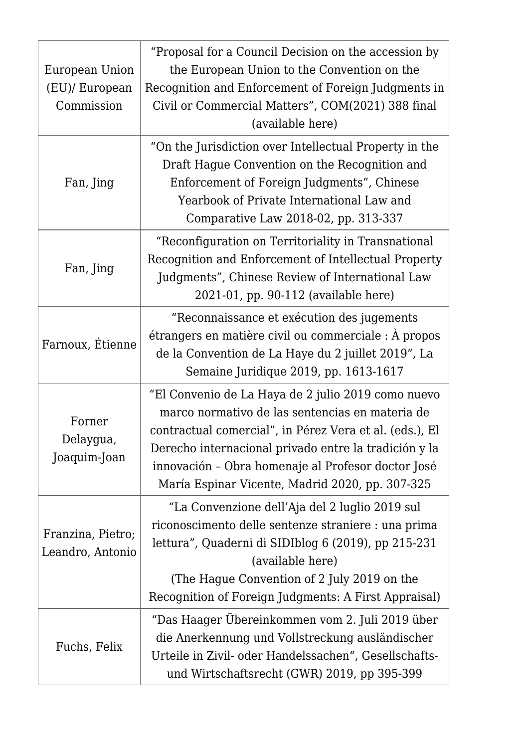| | |
|---|---|
| European Union (EU)/ European Commission | "Proposal for a Council Decision on the accession by the European Union to the Convention on the Recognition and Enforcement of Foreign Judgments in Civil or Commercial Matters", COM(2021) 388 final (available here) |
| Fan, Jing | "On the Jurisdiction over Intellectual Property in the Draft Hague Convention on the Recognition and Enforcement of Foreign Judgments", Chinese Yearbook of Private International Law and Comparative Law 2018-02, pp. 313-337 |
| Fan, Jing | "Reconfiguration on Territoriality in Transnational Recognition and Enforcement of Intellectual Property Judgments", Chinese Review of International Law 2021-01, pp. 90-112 (available here) |
| Farnoux, Étienne | "Reconnaissance et exécution des jugements étrangers en matière civil ou commerciale : À propos de la Convention de La Haye du 2 juillet 2019", La Semaine Juridique 2019, pp. 1613-1617 |
| Forner Delaygua, Joaquim-Joan | "El Convenio de La Haya de 2 julio 2019 como nuevo marco normativo de las sentencias en materia de contractual comercial", in Pérez Vera et al. (eds.), El Derecho internacional privado entre la tradición y la innovación – Obra homenaje al Profesor doctor José María Espinar Vicente, Madrid 2020, pp. 307-325 |
| Franzina, Pietro; Leandro, Antonio | "La Convenzione dell'Aja del 2 luglio 2019 sul riconoscimento delle sentenze straniere : una prima lettura", Quaderni di SIDIblog 6 (2019), pp 215-231 (available here)<br>(The Hague Convention of 2 July 2019 on the Recognition of Foreign Judgments: A First Appraisal) |
| Fuchs, Felix | "Das Haager Übereinkommen vom 2. Juli 2019 über die Anerkennung und Vollstreckung ausländischer Urteile in Zivil- oder Handelssachen", Gesellschafts- und Wirtschaftsrecht (GWR) 2019, pp 395-399 |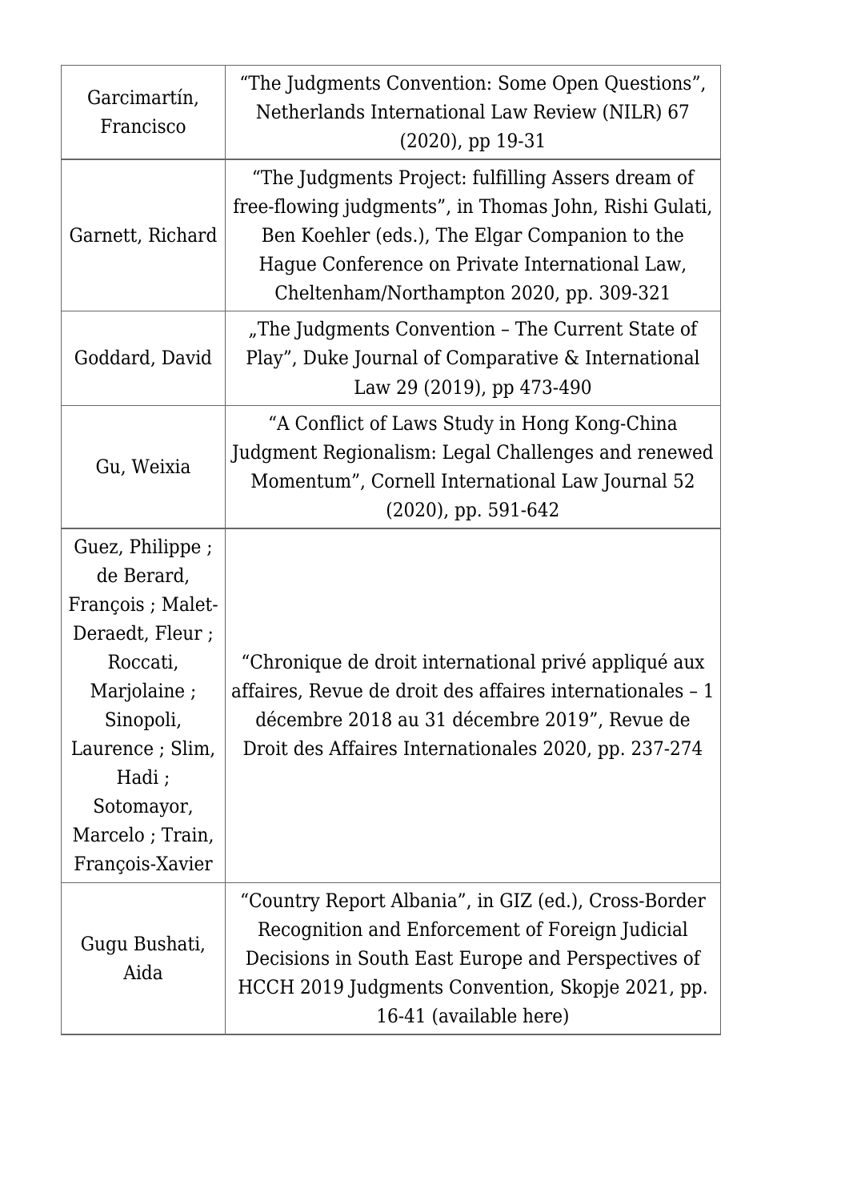| | |
|---|---|
| Garcimartín, Francisco | "The Judgments Convention: Some Open Questions", Netherlands International Law Review (NILR) 67 (2020), pp 19-31 |
| Garnett, Richard | "The Judgments Project: fulfilling Assers dream of free-flowing judgments", in Thomas John, Rishi Gulati, Ben Koehler (eds.), The Elgar Companion to the Hague Conference on Private International Law, Cheltenham/Northampton 2020, pp. 309-321 |
| Goddard, David | „The Judgments Convention – The Current State of Play", Duke Journal of Comparative & International Law 29 (2019), pp 473-490 |
| Gu, Weixia | "A Conflict of Laws Study in Hong Kong-China Judgment Regionalism: Legal Challenges and renewed Momentum", Cornell International Law Journal 52 (2020), pp. 591-642 |
| Guez, Philippe ; de Berard, François ; Malet-Deraedt, Fleur ; Roccati, Marjolaine ; Sinopoli, Laurence ; Slim, Hadi ; Sotomayor, Marcelo ; Train, François-Xavier | "Chronique de droit international privé appliqué aux affaires, Revue de droit des affaires internationales – 1 décembre 2018 au 31 décembre 2019", Revue de Droit des Affaires Internationales 2020, pp. 237-274 |
| Gugu Bushati, Aida | "Country Report Albania", in GIZ (ed.), Cross-Border Recognition and Enforcement of Foreign Judicial Decisions in South East Europe and Perspectives of HCCH 2019 Judgments Convention, Skopje 2021, pp. 16-41 (available here) |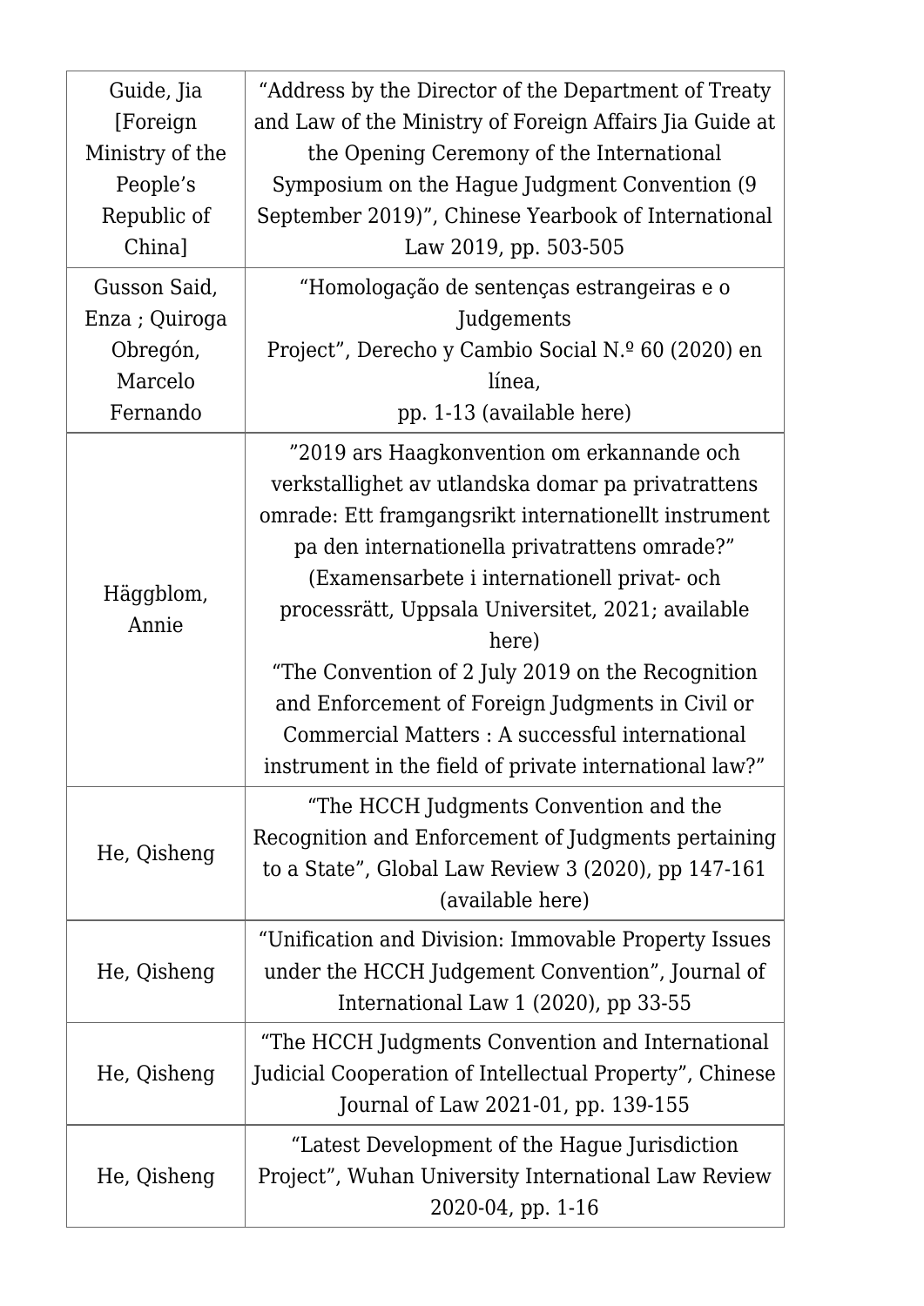| | |
|---|---|
| Guide, Jia [Foreign Ministry of the People's Republic of China] | "Address by the Director of the Department of Treaty and Law of the Ministry of Foreign Affairs Jia Guide at the Opening Ceremony of the International Symposium on the Hague Judgment Convention (9 September 2019)", Chinese Yearbook of International Law 2019, pp. 503-505 |
| Gusson Said, Enza ; Quiroga Obregón, Marcelo Fernando | "Homologação de sentenças estrangeiras e o Judgements Project", Derecho y Cambio Social N.º 60 (2020) en línea, pp. 1-13 (available here) |
| Häggblom, Annie | "2019 ars Haagkonvention om erkannande och verkstallighet av utlandska domar pa privatrattens omrade: Ett framgangsrikt internationellt instrument pa den internationella privatrattens omrade?" (Examensarbete i internationell privat- och processrätt, Uppsala Universitet, 2021; available here)<br>"The Convention of 2 July 2019 on the Recognition and Enforcement of Foreign Judgments in Civil or Commercial Matters : A successful international instrument in the field of private international law?" |
| He, Qisheng | "The HCCH Judgments Convention and the Recognition and Enforcement of Judgments pertaining to a State", Global Law Review 3 (2020), pp 147-161 (available here) |
| He, Qisheng | "Unification and Division: Immovable Property Issues under the HCCH Judgement Convention", Journal of International Law 1 (2020), pp 33-55 |
| He, Qisheng | "The HCCH Judgments Convention and International Judicial Cooperation of Intellectual Property", Chinese Journal of Law 2021-01, pp. 139-155 |
| He, Qisheng | "Latest Development of the Hague Jurisdiction Project", Wuhan University International Law Review 2020-04, pp. 1-16 |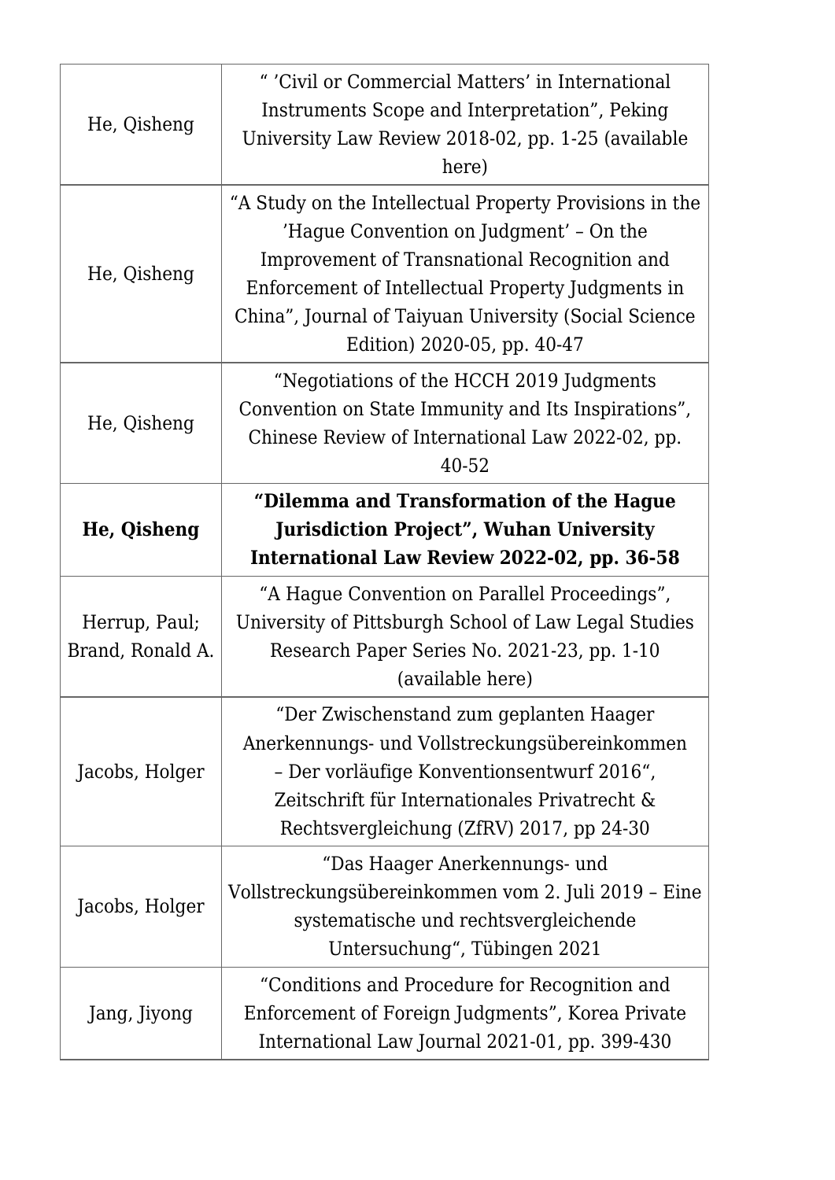| | |
|---|---|
| He, Qisheng | " 'Civil or Commercial Matters' in International Instruments Scope and Interpretation", Peking University Law Review 2018-02, pp. 1-25 (available here) |
| He, Qisheng | "A Study on the Intellectual Property Provisions in the 'Hague Convention on Judgment' – On the Improvement of Transnational Recognition and Enforcement of Intellectual Property Judgments in China", Journal of Taiyuan University (Social Science Edition) 2020-05, pp. 40-47 |
| He, Qisheng | "Negotiations of the HCCH 2019 Judgments Convention on State Immunity and Its Inspirations", Chinese Review of International Law 2022-02, pp. 40-52 |
| **He, Qisheng** | **"Dilemma and Transformation of the Hague Jurisdiction Project", Wuhan University International Law Review 2022-02, pp. 36-58** |
| Herrup, Paul; Brand, Ronald A. | "A Hague Convention on Parallel Proceedings", University of Pittsburgh School of Law Legal Studies Research Paper Series No. 2021-23, pp. 1-10 (available here) |
| Jacobs, Holger | "Der Zwischenstand zum geplanten Haager Anerkennungs- und Vollstreckungsübereinkommen – Der vorläufige Konventionsentwurf 2016", Zeitschrift für Internationales Privatrecht & Rechtsvergleichung (ZfRV) 2017, pp 24-30 |
| Jacobs, Holger | "Das Haager Anerkennungs- und Vollstreckungsübereinkommen vom 2. Juli 2019 – Eine systematische und rechtsvergleichende Untersuchung", Tübingen 2021 |
| Jang, Jiyong | "Conditions and Procedure for Recognition and Enforcement of Foreign Judgments", Korea Private International Law Journal 2021-01, pp. 399-430 |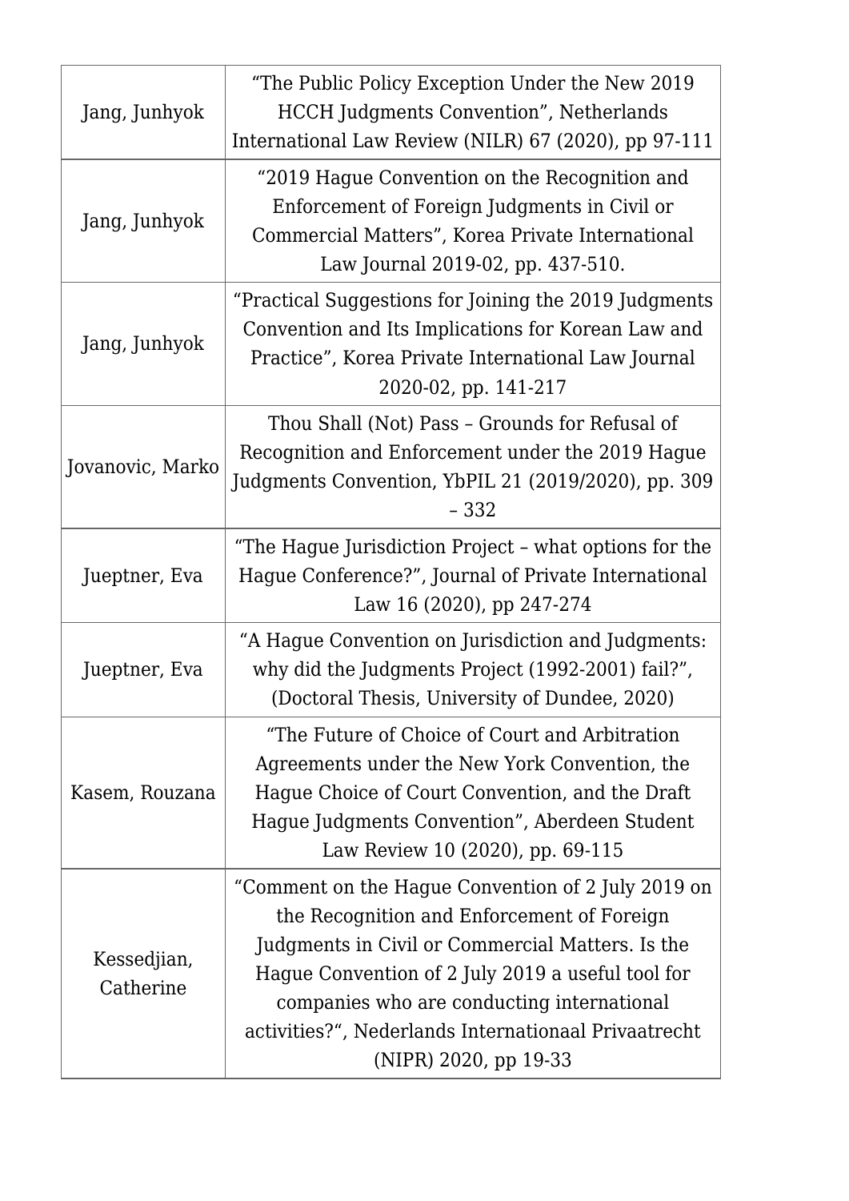| | |
|---|---|
| Jang, Junhyok | "The Public Policy Exception Under the New 2019 HCCH Judgments Convention", Netherlands International Law Review (NILR) 67 (2020), pp 97-111 |
| Jang, Junhyok | "2019 Hague Convention on the Recognition and Enforcement of Foreign Judgments in Civil or Commercial Matters", Korea Private International Law Journal 2019-02, pp. 437-510. |
| Jang, Junhyok | "Practical Suggestions for Joining the 2019 Judgments Convention and Its Implications for Korean Law and Practice", Korea Private International Law Journal 2020-02, pp. 141-217 |
| Jovanovic, Marko | Thou Shall (Not) Pass – Grounds for Refusal of Recognition and Enforcement under the 2019 Hague Judgments Convention, YbPIL 21 (2019/2020), pp. 309 – 332 |
| Jueptner, Eva | "The Hague Jurisdiction Project – what options for the Hague Conference?", Journal of Private International Law 16 (2020), pp 247-274 |
| Jueptner, Eva | "A Hague Convention on Jurisdiction and Judgments: why did the Judgments Project (1992-2001) fail?", (Doctoral Thesis, University of Dundee, 2020) |
| Kasem, Rouzana | "The Future of Choice of Court and Arbitration Agreements under the New York Convention, the Hague Choice of Court Convention, and the Draft Hague Judgments Convention", Aberdeen Student Law Review 10 (2020), pp. 69-115 |
| Kessedjian, Catherine | "Comment on the Hague Convention of 2 July 2019 on the Recognition and Enforcement of Foreign Judgments in Civil or Commercial Matters. Is the Hague Convention of 2 July 2019 a useful tool for companies who are conducting international activities?", Nederlands Internationaal Privaatrecht (NIPR) 2020, pp 19-33 |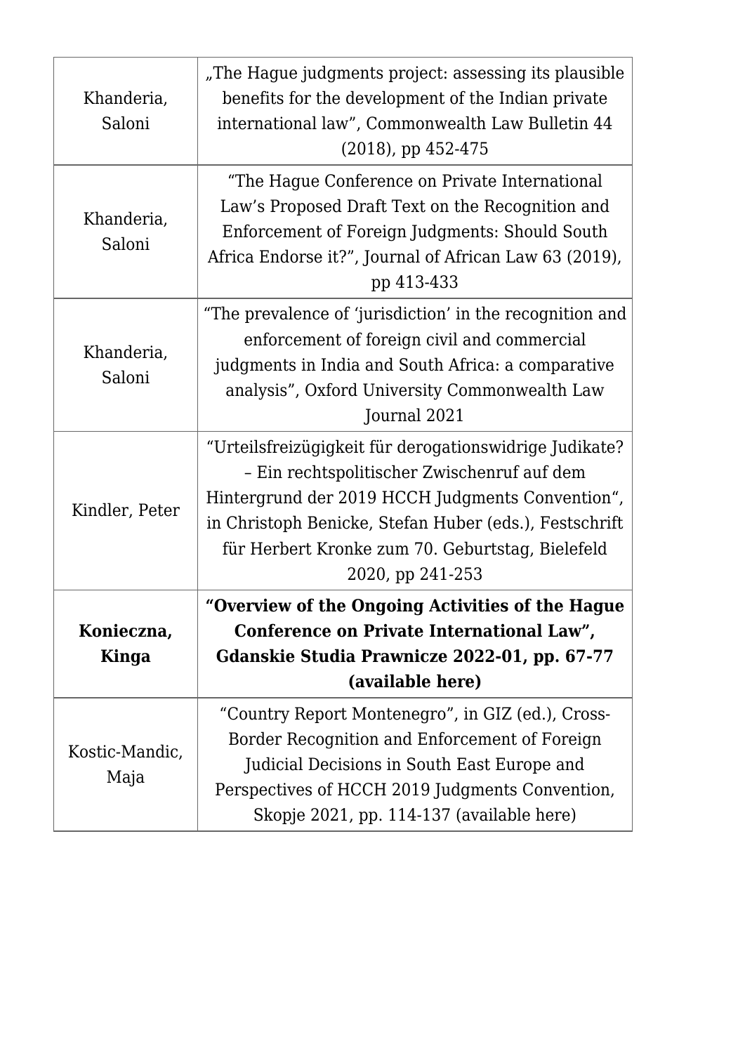| | |
|---|---|
| Khanderia, Saloni | „The Hague judgments project: assessing its plausible benefits for the development of the Indian private international law", Commonwealth Law Bulletin 44 (2018), pp 452-475 |
| Khanderia, Saloni | "The Hague Conference on Private International Law's Proposed Draft Text on the Recognition and Enforcement of Foreign Judgments: Should South Africa Endorse it?", Journal of African Law 63 (2019), pp 413-433 |
| Khanderia, Saloni | "The prevalence of 'jurisdiction' in the recognition and enforcement of foreign civil and commercial judgments in India and South Africa: a comparative analysis", Oxford University Commonwealth Law Journal 2021 |
| Kindler, Peter | "Urteilsfreizügigkeit für derogationswidrige Judikate? – Ein rechtspolitischer Zwischenruf auf dem Hintergrund der 2019 HCCH Judgments Convention", in Christoph Benicke, Stefan Huber (eds.), Festschrift für Herbert Kronke zum 70. Geburtstag, Bielefeld 2020, pp 241-253 |
| **Konieczna, Kinga** | **"Overview of the Ongoing Activities of the Hague Conference on Private International Law", Gdanskie Studia Prawnicze 2022-01, pp. 67-77 (available here)** |
| Kostic-Mandic, Maja | "Country Report Montenegro", in GIZ (ed.), Cross-Border Recognition and Enforcement of Foreign Judicial Decisions in South East Europe and Perspectives of HCCH 2019 Judgments Convention, Skopje 2021, pp. 114-137 (available here) |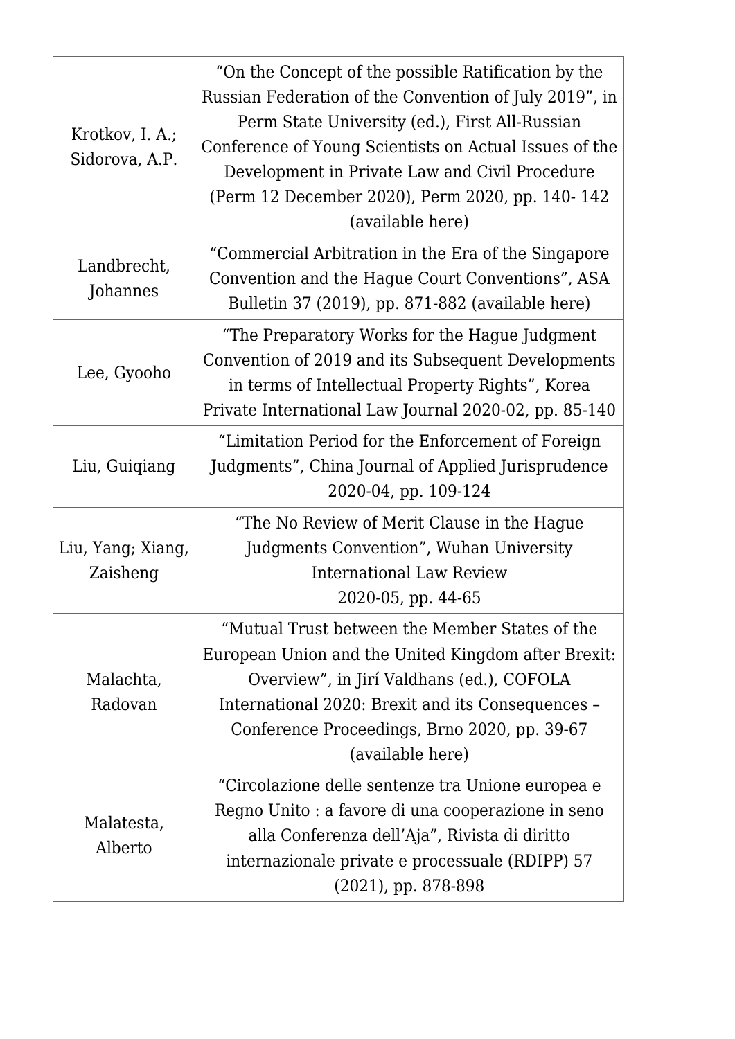| | |
|---|---|
| Krotkov, I. A.; Sidorova, A.P. | "On the Concept of the possible Ratification by the Russian Federation of the Convention of July 2019", in Perm State University (ed.), First All-Russian Conference of Young Scientists on Actual Issues of the Development in Private Law and Civil Procedure (Perm 12 December 2020), Perm 2020, pp. 140- 142 (available here) |
| Landbrecht, Johannes | "Commercial Arbitration in the Era of the Singapore Convention and the Hague Court Conventions", ASA Bulletin 37 (2019), pp. 871-882 (available here) |
| Lee, Gyooho | "The Preparatory Works for the Hague Judgment Convention of 2019 and its Subsequent Developments in terms of Intellectual Property Rights", Korea Private International Law Journal 2020-02, pp. 85-140 |
| Liu, Guiqiang | "Limitation Period for the Enforcement of Foreign Judgments", China Journal of Applied Jurisprudence 2020-04, pp. 109-124 |
| Liu, Yang; Xiang, Zaisheng | "The No Review of Merit Clause in the Hague Judgments Convention", Wuhan University International Law Review 2020-05, pp. 44-65 |
| Malachta, Radovan | "Mutual Trust between the Member States of the European Union and the United Kingdom after Brexit: Overview", in Jirí Valdhans (ed.), COFOLA International 2020: Brexit and its Consequences – Conference Proceedings, Brno 2020, pp. 39-67 (available here) |
| Malatesta, Alberto | "Circolazione delle sentenze tra Unione europea e Regno Unito : a favore di una cooperazione in seno alla Conferenza dell'Aja", Rivista di diritto internazionale private e processuale (RDIPP) 57 (2021), pp. 878-898 |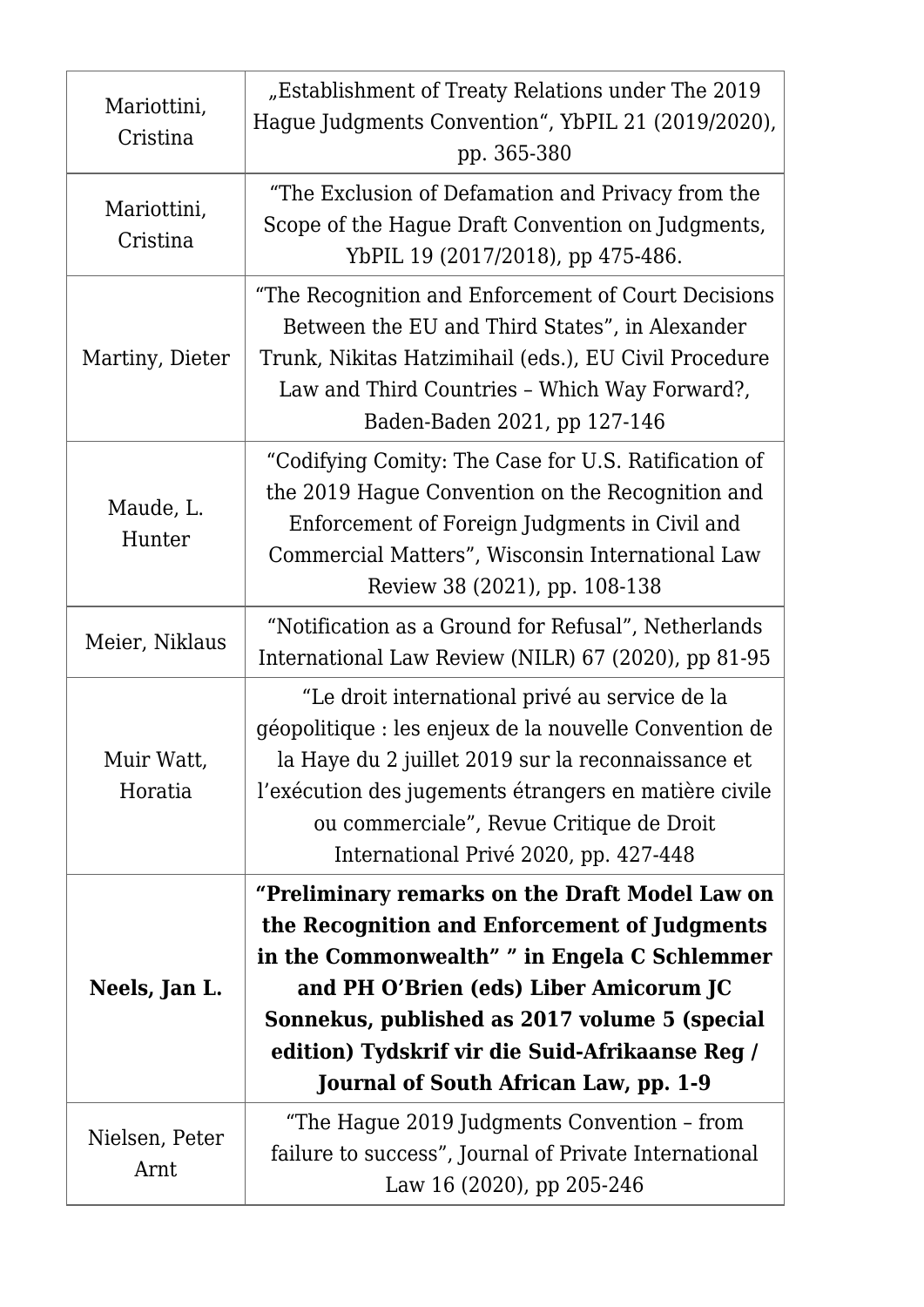| | |
|---|---|
| Mariottini, Cristina | „Establishment of Treaty Relations under The 2019 Hague Judgments Convention", YbPIL 21 (2019/2020), pp. 365-380 |
| Mariottini, Cristina | "The Exclusion of Defamation and Privacy from the Scope of the Hague Draft Convention on Judgments, YbPIL 19 (2017/2018), pp 475-486. |
| Martiny, Dieter | "The Recognition and Enforcement of Court Decisions Between the EU and Third States", in Alexander Trunk, Nikitas Hatzimihail (eds.), EU Civil Procedure Law and Third Countries – Which Way Forward?, Baden-Baden 2021, pp 127-146 |
| Maude, L. Hunter | "Codifying Comity: The Case for U.S. Ratification of the 2019 Hague Convention on the Recognition and Enforcement of Foreign Judgments in Civil and Commercial Matters", Wisconsin International Law Review 38 (2021), pp. 108-138 |
| Meier, Niklaus | "Notification as a Ground for Refusal", Netherlands International Law Review (NILR) 67 (2020), pp 81-95 |
| Muir Watt, Horatia | "Le droit international privé au service de la géopolitique : les enjeux de la nouvelle Convention de la Haye du 2 juillet 2019 sur la reconnaissance et l'exécution des jugements étrangers en matière civile ou commerciale", Revue Critique de Droit International Privé 2020, pp. 427-448 |
| **Neels, Jan L.** | **"Preliminary remarks on the Draft Model Law on the Recognition and Enforcement of Judgments in the Commonwealth" " in Engela C Schlemmer and PH O'Brien (eds) Liber Amicorum JC Sonnekus, published as 2017 volume 5 (special edition) Tydskrif vir die Suid-Afrikaanse Reg / Journal of South African Law, pp. 1-9** |
| Nielsen, Peter Arnt | "The Hague 2019 Judgments Convention – from failure to success", Journal of Private International Law 16 (2020), pp 205-246 |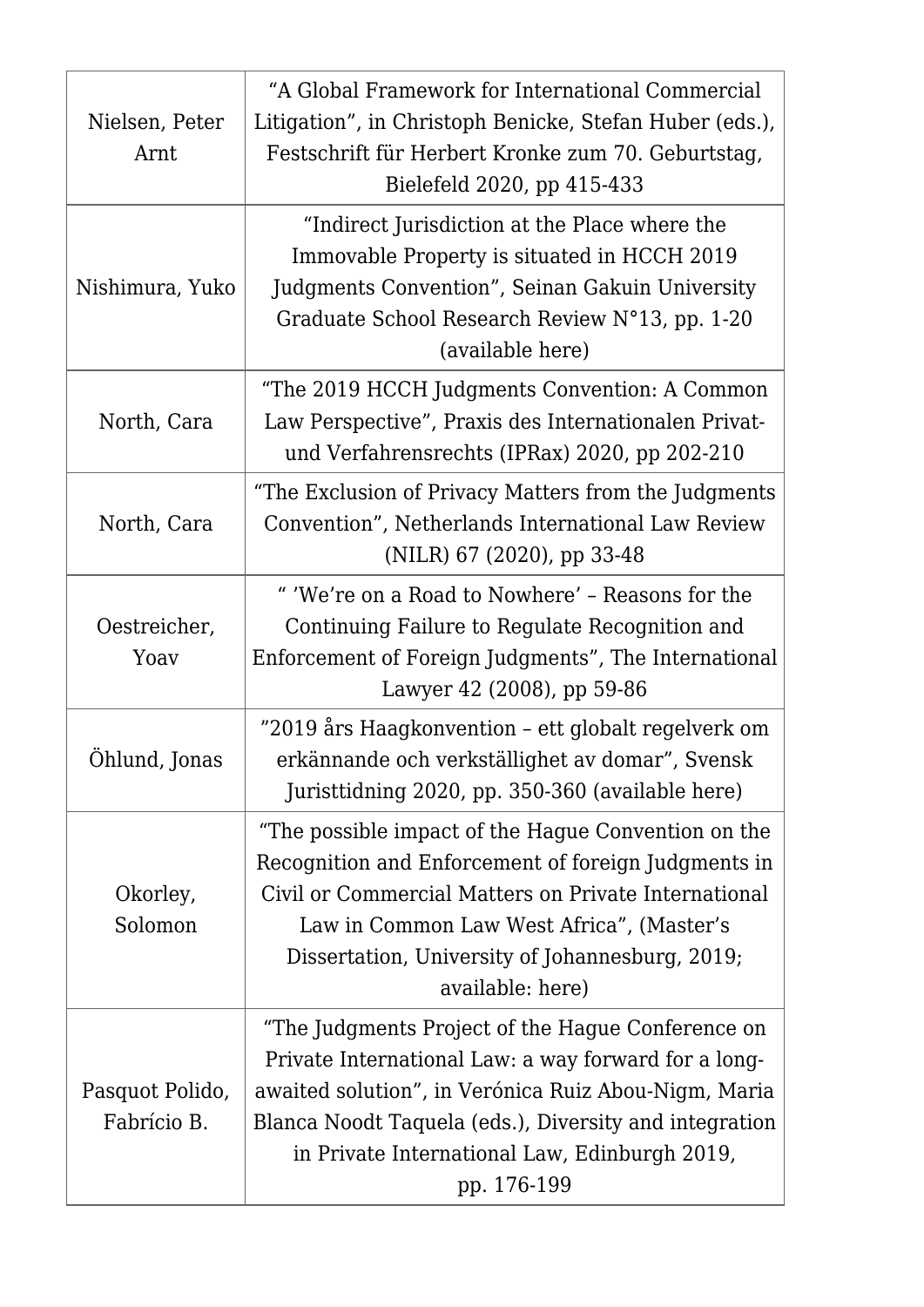| | |
|---|---|
| Nielsen, Peter Arnt | "A Global Framework for International Commercial Litigation", in Christoph Benicke, Stefan Huber (eds.), Festschrift für Herbert Kronke zum 70. Geburtstag, Bielefeld 2020, pp 415-433 |
| Nishimura, Yuko | "Indirect Jurisdiction at the Place where the Immovable Property is situated in HCCH 2019 Judgments Convention", Seinan Gakuin University Graduate School Research Review N°13, pp. 1-20 (available here) |
| North, Cara | "The 2019 HCCH Judgments Convention: A Common Law Perspective", Praxis des Internationalen Privat- und Verfahrensrechts (IPRax) 2020, pp 202-210 |
| North, Cara | "The Exclusion of Privacy Matters from the Judgments Convention", Netherlands International Law Review (NILR) 67 (2020), pp 33-48 |
| Oestreicher, Yoav | " 'We're on a Road to Nowhere' – Reasons for the Continuing Failure to Regulate Recognition and Enforcement of Foreign Judgments", The International Lawyer 42 (2008), pp 59-86 |
| Öhlund, Jonas | "2019 års Haagkonvention – ett globalt regelverk om erkännande och verkställighet av domar", Svensk Juristtidning 2020, pp. 350-360 (available here) |
| Okorley, Solomon | "The possible impact of the Hague Convention on the Recognition and Enforcement of foreign Judgments in Civil or Commercial Matters on Private International Law in Common Law West Africa", (Master's Dissertation, University of Johannesburg, 2019; available: here) |
| Pasquot Polido, Fabrício B. | "The Judgments Project of the Hague Conference on Private International Law: a way forward for a long-awaited solution", in Verónica Ruiz Abou-Nigm, Maria Blanca Noodt Taquela (eds.), Diversity and integration in Private International Law, Edinburgh 2019, pp. 176-199 |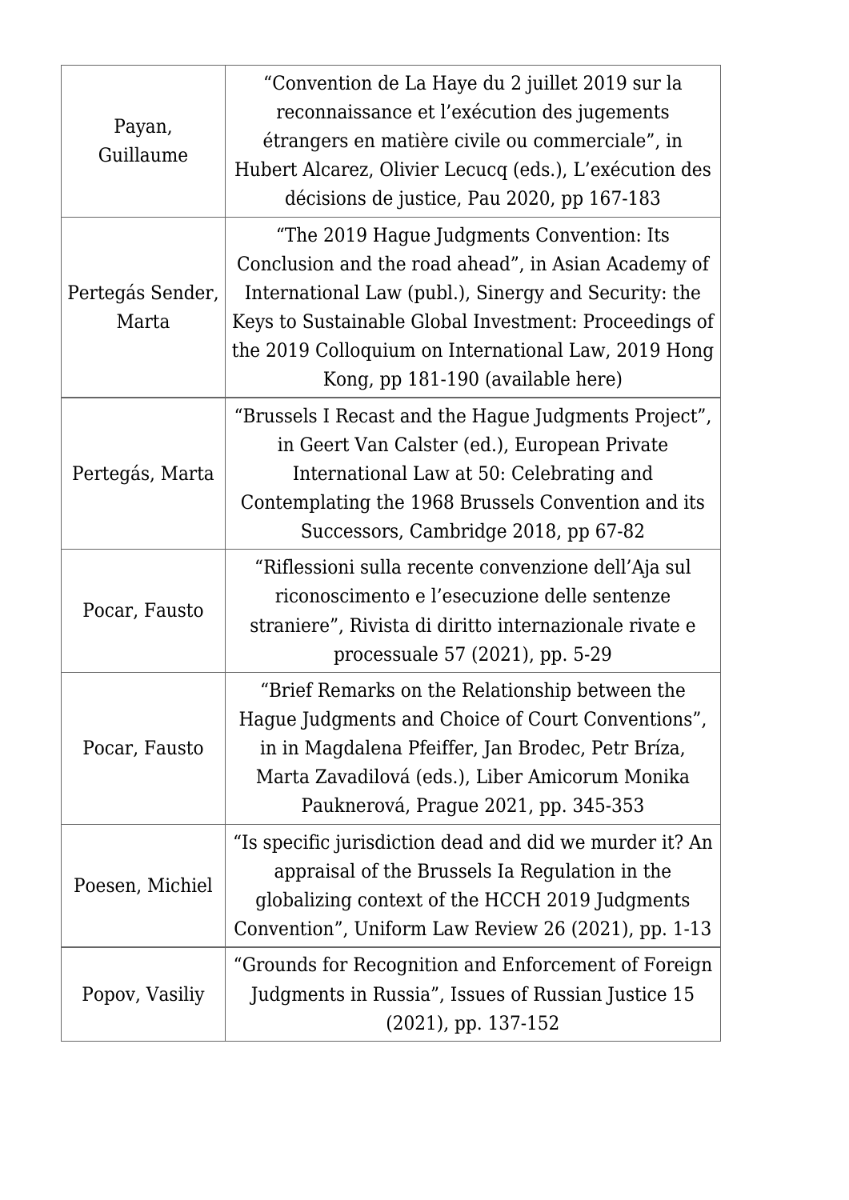| | |
|---|---|
| Payan, Guillaume | "Convention de La Haye du 2 juillet 2019 sur la reconnaissance et l'exécution des jugements étrangers en matière civile ou commerciale", in Hubert Alcarez, Olivier Lecucq (eds.), L'exécution des décisions de justice, Pau 2020, pp 167-183 |
| Pertegás Sender, Marta | "The 2019 Hague Judgments Convention: Its Conclusion and the road ahead", in Asian Academy of International Law (publ.), Sinergy and Security: the Keys to Sustainable Global Investment: Proceedings of the 2019 Colloquium on International Law, 2019 Hong Kong, pp 181-190 (available here) |
| Pertegás, Marta | "Brussels I Recast and the Hague Judgments Project", in Geert Van Calster (ed.), European Private International Law at 50: Celebrating and Contemplating the 1968 Brussels Convention and its Successors, Cambridge 2018, pp 67-82 |
| Pocar, Fausto | "Riflessioni sulla recente convenzione dell'Aja sul riconoscimento e l'esecuzione delle sentenze straniere", Rivista di diritto internazionale rivate e processuale 57 (2021), pp. 5-29 |
| Pocar, Fausto | "Brief Remarks on the Relationship between the Hague Judgments and Choice of Court Conventions", in in Magdalena Pfeiffer, Jan Brodec, Petr Bříza, Marta Zavadilová (eds.), Liber Amicorum Monika Pauknerová, Prague 2021, pp. 345-353 |
| Poesen, Michiel | "Is specific jurisdiction dead and did we murder it? An appraisal of the Brussels Ia Regulation in the globalizing context of the HCCH 2019 Judgments Convention", Uniform Law Review 26 (2021), pp. 1-13 |
| Popov, Vasiliy | "Grounds for Recognition and Enforcement of Foreign Judgments in Russia", Issues of Russian Justice 15 (2021), pp. 137-152 |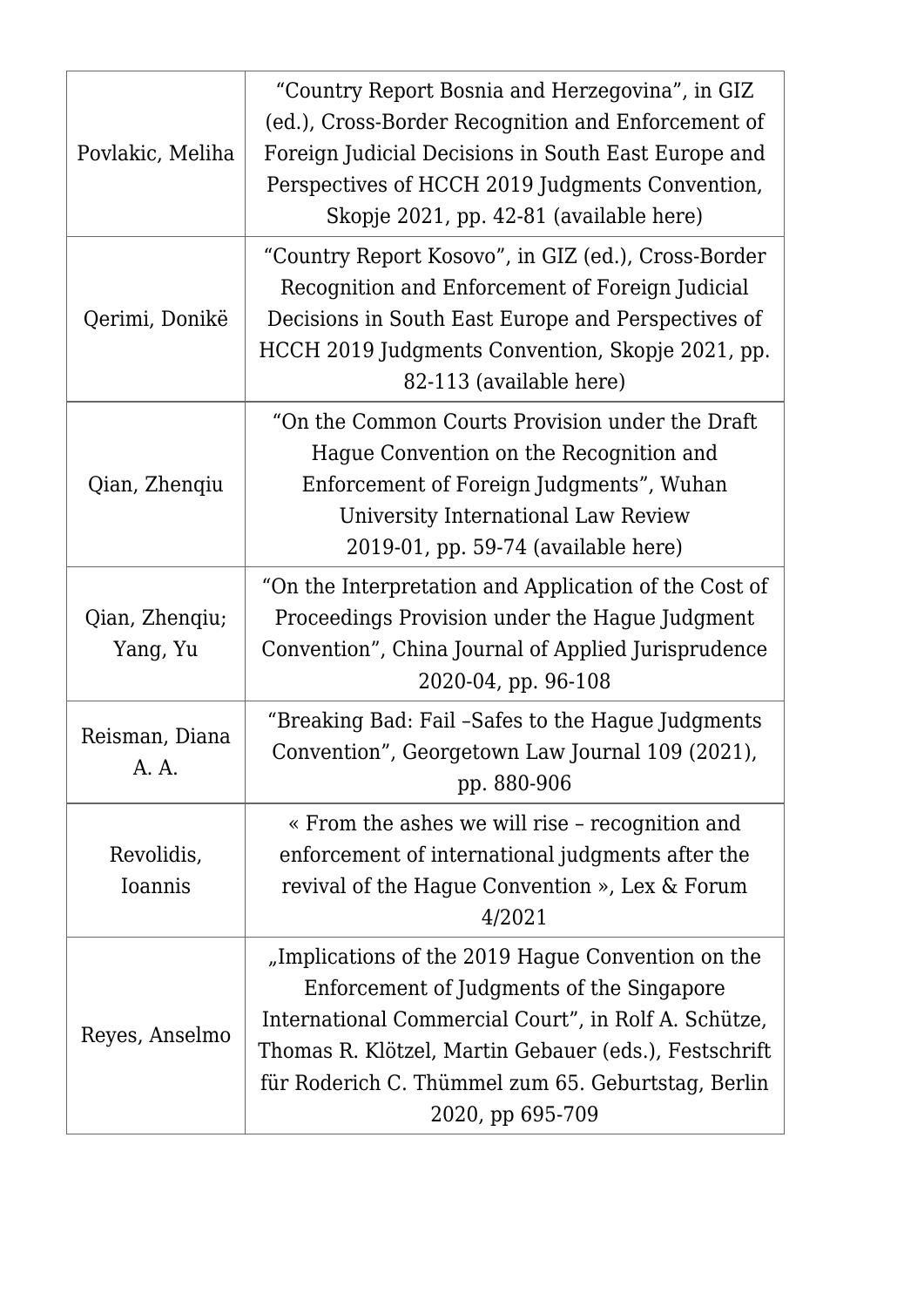| | |
|---|---|
| Povlakic, Meliha | "Country Report Bosnia and Herzegovina", in GIZ (ed.), Cross-Border Recognition and Enforcement of Foreign Judicial Decisions in South East Europe and Perspectives of HCCH 2019 Judgments Convention, Skopje 2021, pp. 42-81 (available here) |
| Qerimi, Donikë | "Country Report Kosovo", in GIZ (ed.), Cross-Border Recognition and Enforcement of Foreign Judicial Decisions in South East Europe and Perspectives of HCCH 2019 Judgments Convention, Skopje 2021, pp. 82-113 (available here) |
| Qian, Zhenqiu | "On the Common Courts Provision under the Draft Hague Convention on the Recognition and Enforcement of Foreign Judgments", Wuhan University International Law Review 2019-01, pp. 59-74 (available here) |
| Qian, Zhenqiu; Yang, Yu | "On the Interpretation and Application of the Cost of Proceedings Provision under the Hague Judgment Convention", China Journal of Applied Jurisprudence 2020-04, pp. 96-108 |
| Reisman, Diana A. A. | "Breaking Bad: Fail –Safes to the Hague Judgments Convention", Georgetown Law Journal 109 (2021), pp. 880-906 |
| Revolidis, Ioannis | « From the ashes we will rise – recognition and enforcement of international judgments after the revival of the Hague Convention », Lex & Forum 4/2021 |
| Reyes, Anselmo | „Implications of the 2019 Hague Convention on the Enforcement of Judgments of the Singapore International Commercial Court", in Rolf A. Schütze, Thomas R. Klötzel, Martin Gebauer (eds.), Festschrift für Roderich C. Thümmel zum 65. Geburtstag, Berlin 2020, pp 695-709 |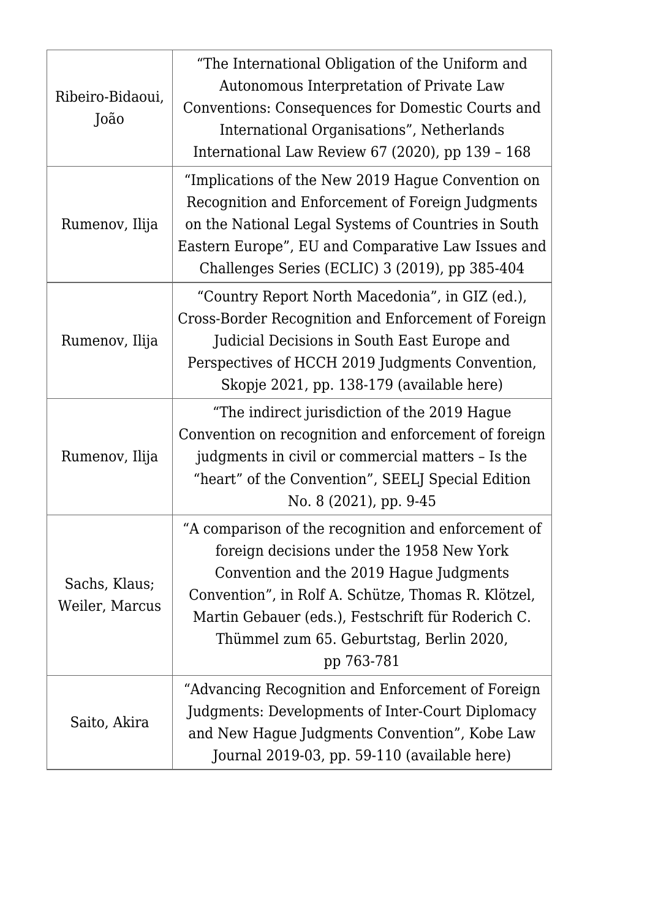| | |
|---|---|
| Ribeiro-Bidaoui, João | "The International Obligation of the Uniform and Autonomous Interpretation of Private Law Conventions: Consequences for Domestic Courts and International Organisations", Netherlands International Law Review 67 (2020), pp 139 – 168 |
| Rumenov, Ilija | "Implications of the New 2019 Hague Convention on Recognition and Enforcement of Foreign Judgments on the National Legal Systems of Countries in South Eastern Europe", EU and Comparative Law Issues and Challenges Series (ECLIC) 3 (2019), pp 385-404 |
| Rumenov, Ilija | "Country Report North Macedonia", in GIZ (ed.), Cross-Border Recognition and Enforcement of Foreign Judicial Decisions in South East Europe and Perspectives of HCCH 2019 Judgments Convention, Skopje 2021, pp. 138-179 (available here) |
| Rumenov, Ilija | "The indirect jurisdiction of the 2019 Hague Convention on recognition and enforcement of foreign judgments in civil or commercial matters – Is the "heart" of the Convention", SEELJ Special Edition No. 8 (2021), pp. 9-45 |
| Sachs, Klaus; Weiler, Marcus | "A comparison of the recognition and enforcement of foreign decisions under the 1958 New York Convention and the 2019 Hague Judgments Convention", in Rolf A. Schütze, Thomas R. Klötzel, Martin Gebauer (eds.), Festschrift für Roderich C. Thümmel zum 65. Geburtstag, Berlin 2020, pp 763-781 |
| Saito, Akira | "Advancing Recognition and Enforcement of Foreign Judgments: Developments of Inter-Court Diplomacy and New Hague Judgments Convention", Kobe Law Journal 2019-03, pp. 59-110 (available here) |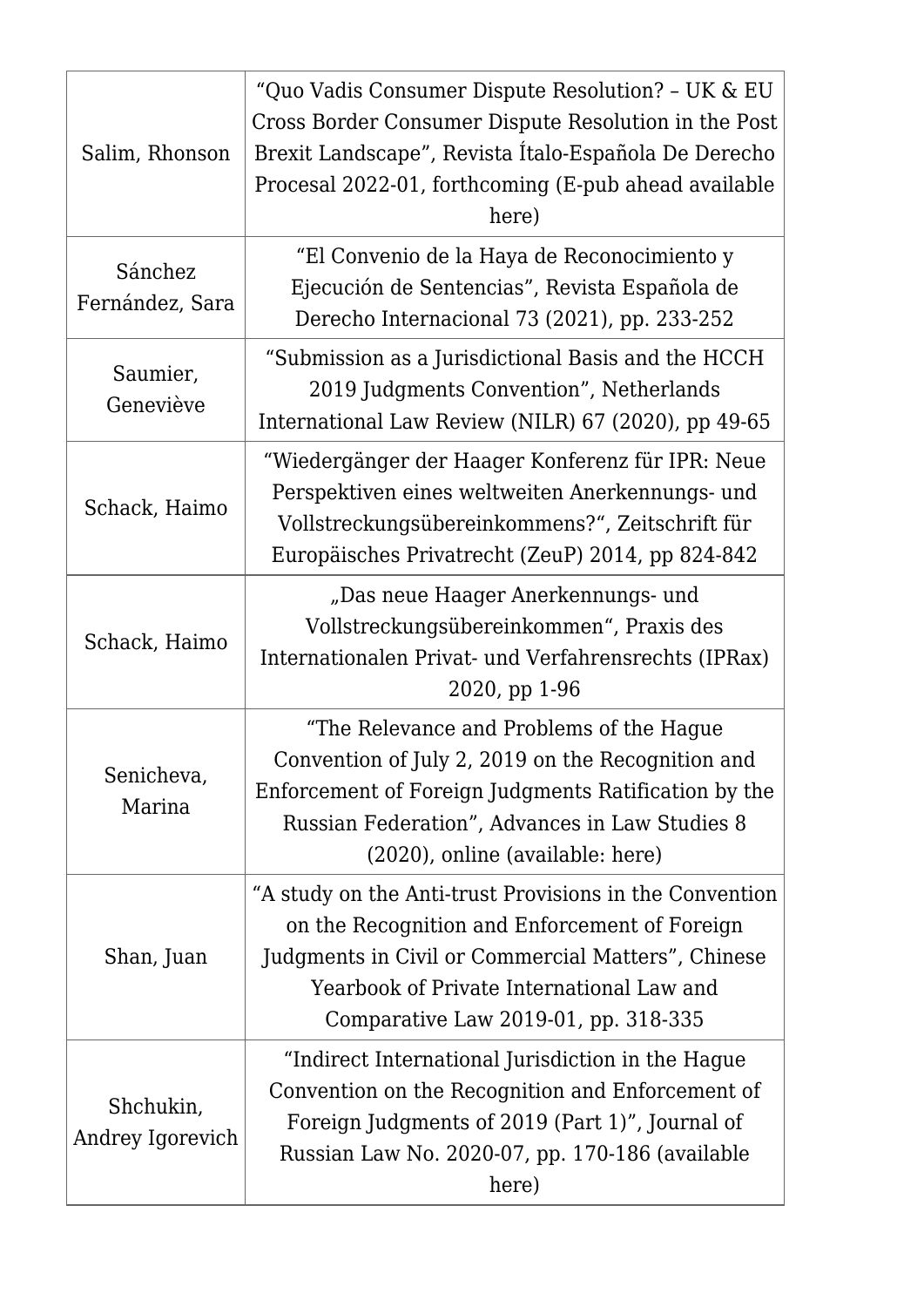| | |
|---|---|
| Salim, Rhonson | "Quo Vadis Consumer Dispute Resolution? – UK & EU Cross Border Consumer Dispute Resolution in the Post Brexit Landscape", Revista Ítalo-Española De Derecho Procesal 2022-01, forthcoming (E-pub ahead available here) |
| Sánchez Fernández, Sara | "El Convenio de la Haya de Reconocimiento y Ejecución de Sentencias", Revista Española de Derecho Internacional 73 (2021), pp. 233-252 |
| Saumier, Geneviève | "Submission as a Jurisdictional Basis and the HCCH 2019 Judgments Convention", Netherlands International Law Review (NILR) 67 (2020), pp 49-65 |
| Schack, Haimo | "Wiedergänger der Haager Konferenz für IPR: Neue Perspektiven eines weltweiten Anerkennungs- und Vollstreckungsübereinkommens?", Zeitschrift für Europäisches Privatrecht (ZeuP) 2014, pp 824-842 |
| Schack, Haimo | „Das neue Haager Anerkennungs- und Vollstreckungsübereinkommen", Praxis des Internationalen Privat- und Verfahrensrechts (IPRax) 2020, pp 1-96 |
| Senicheva, Marina | "The Relevance and Problems of the Hague Convention of July 2, 2019 on the Recognition and Enforcement of Foreign Judgments Ratification by the Russian Federation", Advances in Law Studies 8 (2020), online (available: here) |
| Shan, Juan | "A study on the Anti-trust Provisions in the Convention on the Recognition and Enforcement of Foreign Judgments in Civil or Commercial Matters", Chinese Yearbook of Private International Law and Comparative Law 2019-01, pp. 318-335 |
| Shchukin, Andrey Igorevich | "Indirect International Jurisdiction in the Hague Convention on the Recognition and Enforcement of Foreign Judgments of 2019 (Part 1)", Journal of Russian Law No. 2020-07, pp. 170-186 (available here) |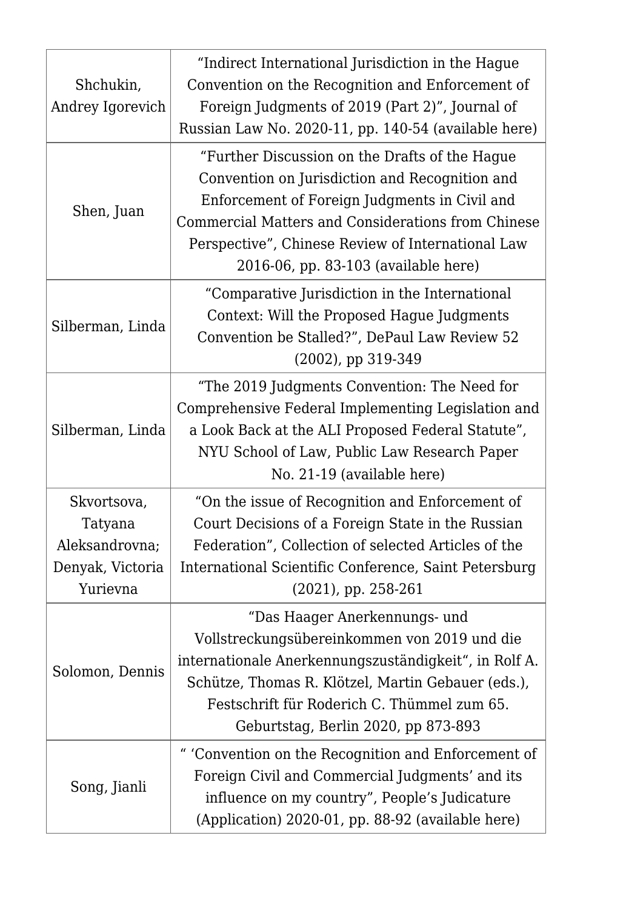| | |
|---|---|
| Shchukin, Andrey Igorevich | "Indirect International Jurisdiction in the Hague Convention on the Recognition and Enforcement of Foreign Judgments of 2019 (Part 2)", Journal of Russian Law No. 2020-11, pp. 140-54 (available here) |
| Shen, Juan | "Further Discussion on the Drafts of the Hague Convention on Jurisdiction and Recognition and Enforcement of Foreign Judgments in Civil and Commercial Matters and Considerations from Chinese Perspective", Chinese Review of International Law 2016-06, pp. 83-103 (available here) |
| Silberman, Linda | "Comparative Jurisdiction in the International Context: Will the Proposed Hague Judgments Convention be Stalled?", DePaul Law Review 52 (2002), pp 319-349 |
| Silberman, Linda | "The 2019 Judgments Convention: The Need for Comprehensive Federal Implementing Legislation and a Look Back at the ALI Proposed Federal Statute", NYU School of Law, Public Law Research Paper No. 21-19 (available here) |
| Skvortsova, Tatyana Aleksandrovna; Denyak, Victoria Yurievna | "On the issue of Recognition and Enforcement of Court Decisions of a Foreign State in the Russian Federation", Collection of selected Articles of the International Scientific Conference, Saint Petersburg (2021), pp. 258-261 |
| Solomon, Dennis | "Das Haager Anerkennungs- und Vollstreckungsübereinkommen von 2019 und die internationale Anerkennungszuständigkeit", in Rolf A. Schütze, Thomas R. Klötzel, Martin Gebauer (eds.), Festschrift für Roderich C. Thümmel zum 65. Geburtstag, Berlin 2020, pp 873-893 |
| Song, Jianli | " 'Convention on the Recognition and Enforcement of Foreign Civil and Commercial Judgments' and its influence on my country", People's Judicature (Application) 2020-01, pp. 88-92 (available here) |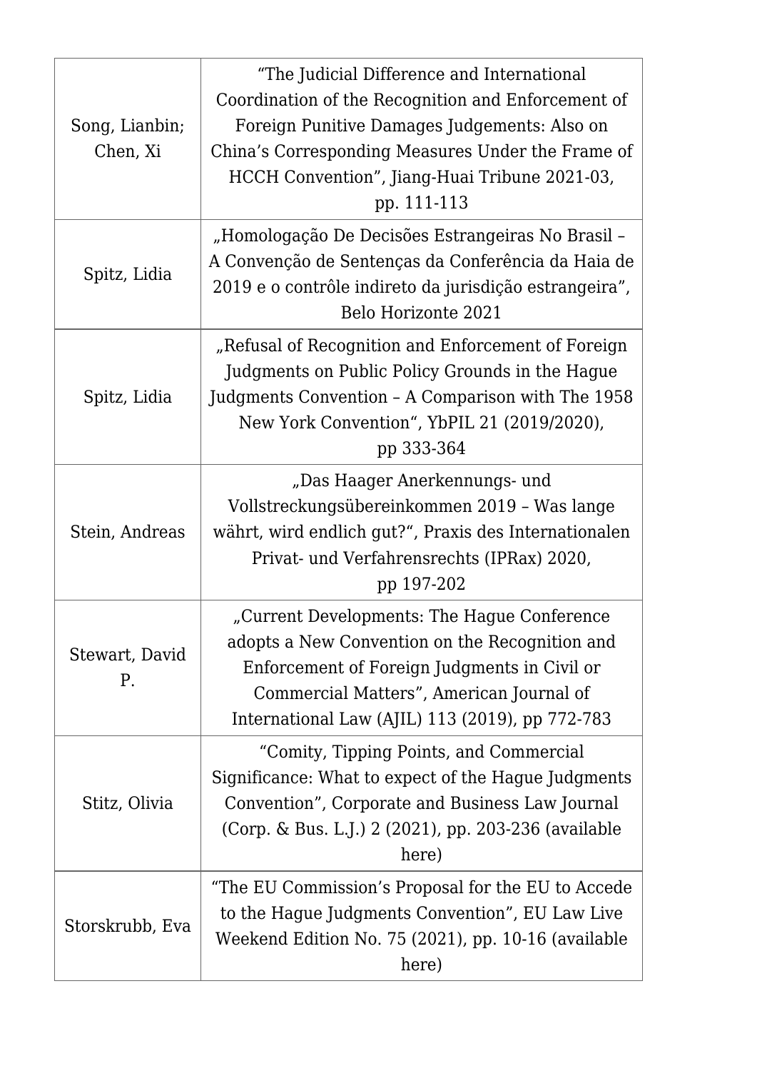| | |
|---|---|
| Song, Lianbin; Chen, Xi | "The Judicial Difference and International Coordination of the Recognition and Enforcement of Foreign Punitive Damages Judgements: Also on China's Corresponding Measures Under the Frame of HCCH Convention", Jiang-Huai Tribune 2021-03, pp. 111-113 |
| Spitz, Lidia | „Homologação De Decisões Estrangeiras No Brasil – A Convenção de Sentenças da Conferência da Haia de 2019 e o contrôle indireto da jurisdição estrangeira", Belo Horizonte 2021 |
| Spitz, Lidia | „Refusal of Recognition and Enforcement of Foreign Judgments on Public Policy Grounds in the Hague Judgments Convention – A Comparison with The 1958 New York Convention", YbPIL 21 (2019/2020), pp 333-364 |
| Stein, Andreas | „Das Haager Anerkennungs- und Vollstreckungsübereinkommen 2019 – Was lange währt, wird endlich gut?", Praxis des Internationalen Privat- und Verfahrensrechts (IPRax) 2020, pp 197-202 |
| Stewart, David P. | „Current Developments: The Hague Conference adopts a New Convention on the Recognition and Enforcement of Foreign Judgments in Civil or Commercial Matters", American Journal of International Law (AJIL) 113 (2019), pp 772-783 |
| Stitz, Olivia | "Comity, Tipping Points, and Commercial Significance: What to expect of the Hague Judgments Convention", Corporate and Business Law Journal (Corp. & Bus. L.J.) 2 (2021), pp. 203-236 (available here) |
| Storskrubb, Eva | "The EU Commission's Proposal for the EU to Accede to the Hague Judgments Convention", EU Law Live Weekend Edition No. 75 (2021), pp. 10-16 (available here) |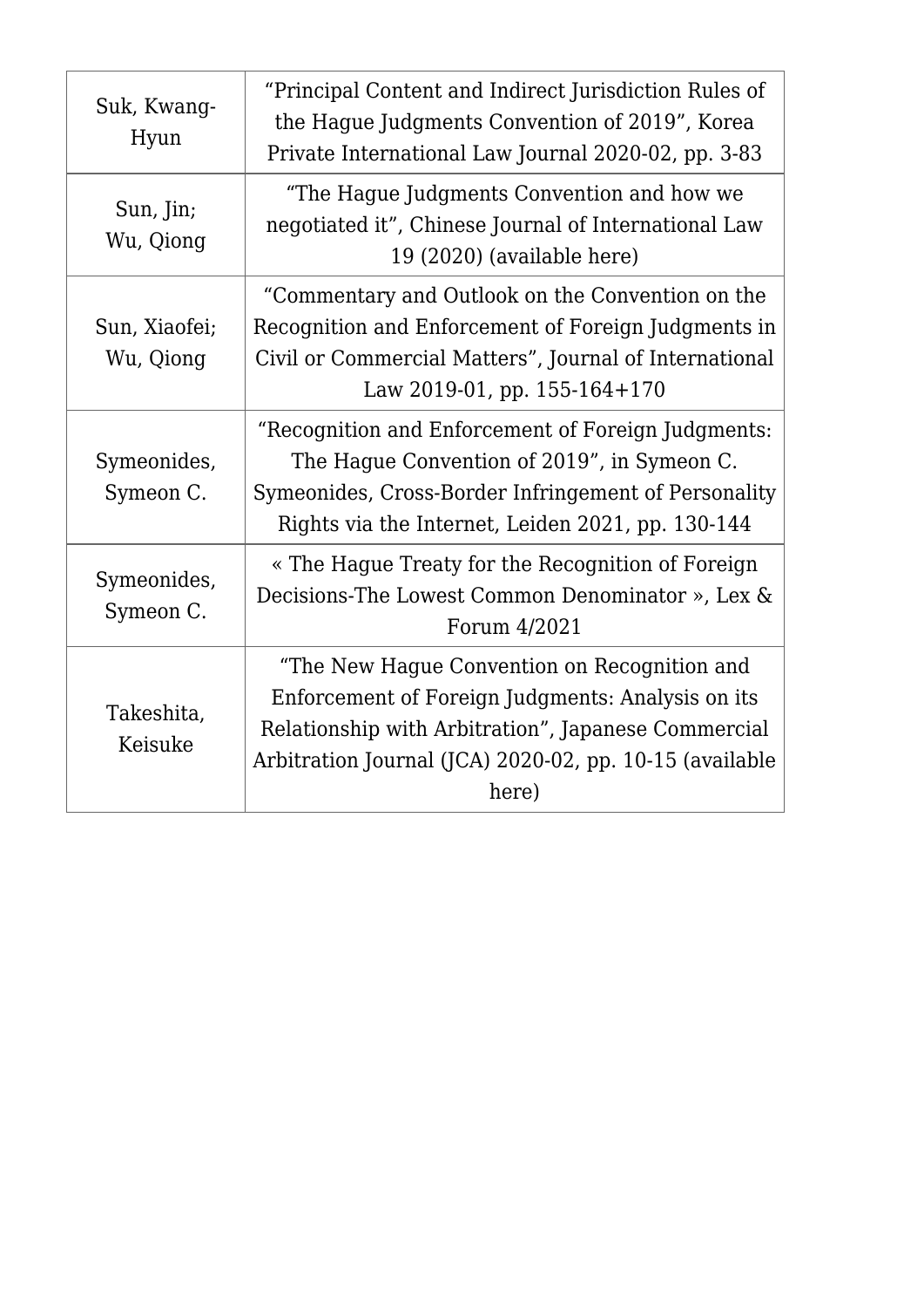| | |
|---|---|
| Suk, Kwang-Hyun | "Principal Content and Indirect Jurisdiction Rules of the Hague Judgments Convention of 2019", Korea Private International Law Journal 2020-02, pp. 3-83 |
| Sun, Jin; Wu, Qiong | "The Hague Judgments Convention and how we negotiated it", Chinese Journal of International Law 19 (2020) (available here) |
| Sun, Xiaofei; Wu, Qiong | "Commentary and Outlook on the Convention on the Recognition and Enforcement of Foreign Judgments in Civil or Commercial Matters", Journal of International Law 2019-01, pp. 155-164+170 |
| Symeonides, Symeon C. | "Recognition and Enforcement of Foreign Judgments: The Hague Convention of 2019", in Symeon C. Symeonides, Cross-Border Infringement of Personality Rights via the Internet, Leiden 2021, pp. 130-144 |
| Symeonides, Symeon C. | « The Hague Treaty for the Recognition of Foreign Decisions-The Lowest Common Denominator », Lex & Forum 4/2021 |
| Takeshita, Keisuke | "The New Hague Convention on Recognition and Enforcement of Foreign Judgments: Analysis on its Relationship with Arbitration", Japanese Commercial Arbitration Journal (JCA) 2020-02, pp. 10-15 (available here) |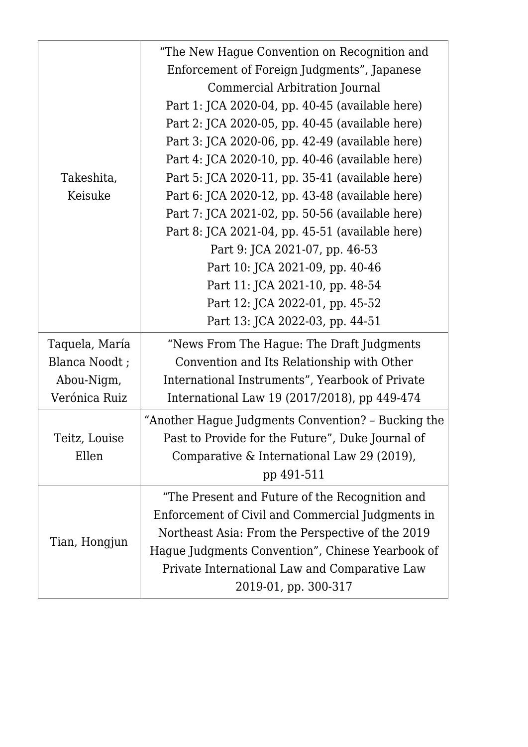| | |
|---|---|
| Takeshita, Keisuke | "The New Hague Convention on Recognition and Enforcement of Foreign Judgments", Japanese Commercial Arbitration Journal<br>Part 1: JCA 2020-04, pp. 40-45 (available here)<br>Part 2: JCA 2020-05, pp. 40-45 (available here)<br>Part 3: JCA 2020-06, pp. 42-49 (available here)<br>Part 4: JCA 2020-10, pp. 40-46 (available here)<br>Part 5: JCA 2020-11, pp. 35-41 (available here)<br>Part 6: JCA 2020-12, pp. 43-48 (available here)<br>Part 7: JCA 2021-02, pp. 50-56 (available here)<br>Part 8: JCA 2021-04, pp. 45-51 (available here)<br>Part 9: JCA 2021-07, pp. 46-53<br>Part 10: JCA 2021-09, pp. 40-46<br>Part 11: JCA 2021-10, pp. 48-54<br>Part 12: JCA 2022-01, pp. 45-52<br>Part 13: JCA 2022-03, pp. 44-51 |
| Taquela, María Blanca Noodt ; Abou-Nigm, Verónica Ruiz | "News From The Hague: The Draft Judgments Convention and Its Relationship with Other International Instruments", Yearbook of Private International Law 19 (2017/2018), pp 449-474 |
| Teitz, Louise Ellen | "Another Hague Judgments Convention? – Bucking the Past to Provide for the Future", Duke Journal of Comparative & International Law 29 (2019), pp 491-511 |
| Tian, Hongjun | "The Present and Future of the Recognition and Enforcement of Civil and Commercial Judgments in Northeast Asia: From the Perspective of the 2019 Hague Judgments Convention", Chinese Yearbook of Private International Law and Comparative Law 2019-01, pp. 300-317 |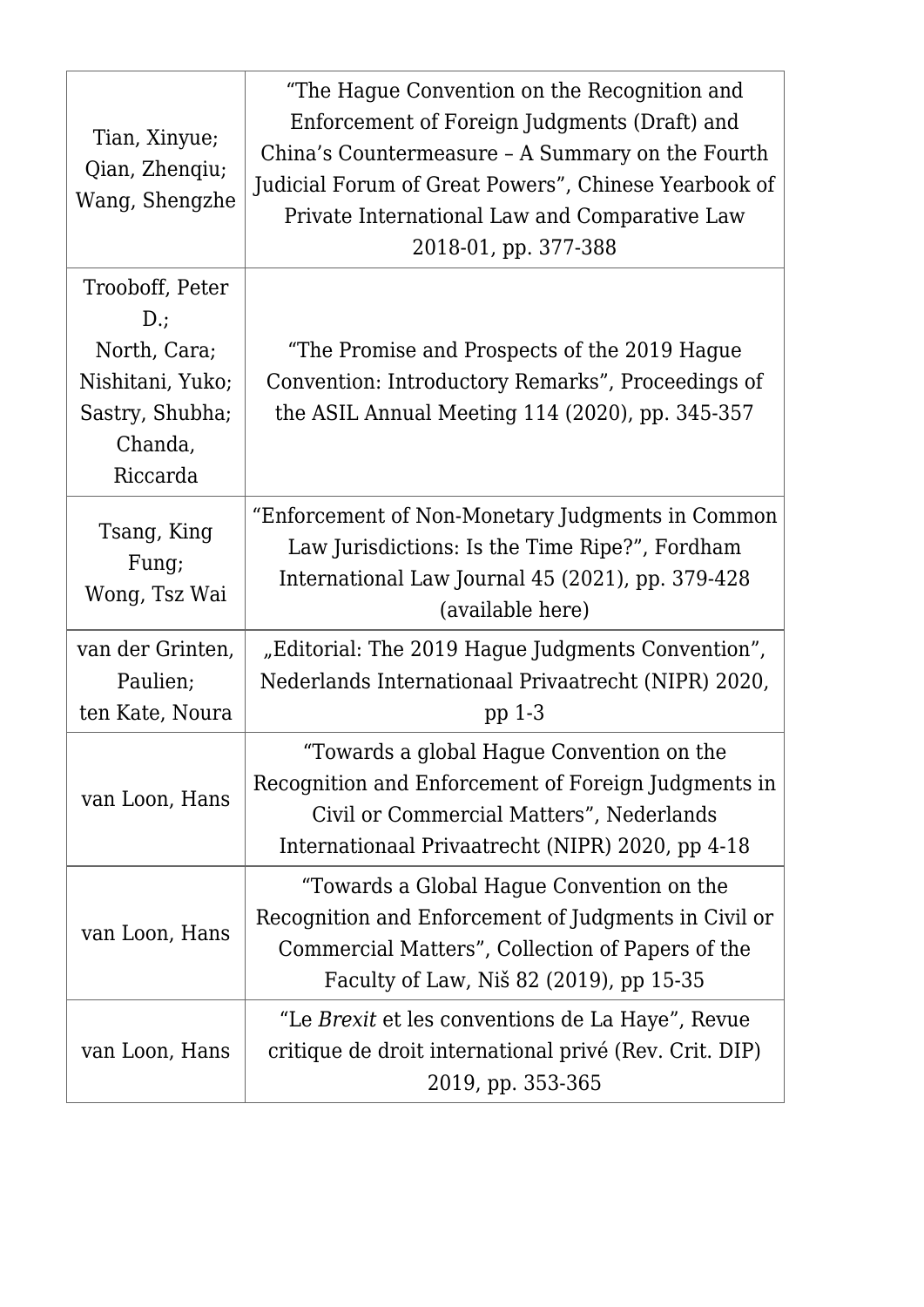| | |
|---|---|
| Tian, Xinyue; Qian, Zhenqiu; Wang, Shengzhe | "The Hague Convention on the Recognition and Enforcement of Foreign Judgments (Draft) and China's Countermeasure – A Summary on the Fourth Judicial Forum of Great Powers", Chinese Yearbook of Private International Law and Comparative Law 2018-01, pp. 377-388 |
| Trooboff, Peter D.; North, Cara; Nishitani, Yuko; Sastry, Shubha; Chanda, Riccarda | "The Promise and Prospects of the 2019 Hague Convention: Introductory Remarks", Proceedings of the ASIL Annual Meeting 114 (2020), pp. 345-357 |
| Tsang, King Fung; Wong, Tsz Wai | "Enforcement of Non-Monetary Judgments in Common Law Jurisdictions: Is the Time Ripe?", Fordham International Law Journal 45 (2021), pp. 379-428 (available here) |
| van der Grinten, Paulien; ten Kate, Noura | „Editorial: The 2019 Hague Judgments Convention", Nederlands Internationaal Privaatrecht (NIPR) 2020, pp 1-3 |
| van Loon, Hans | "Towards a global Hague Convention on the Recognition and Enforcement of Foreign Judgments in Civil or Commercial Matters", Nederlands Internationaal Privaatrecht (NIPR) 2020, pp 4-18 |
| van Loon, Hans | "Towards a Global Hague Convention on the Recognition and Enforcement of Judgments in Civil or Commercial Matters", Collection of Papers of the Faculty of Law, Niš 82 (2019), pp 15-35 |
| van Loon, Hans | "Le *Brexit* et les conventions de La Haye", Revue critique de droit international privé (Rev. Crit. DIP) 2019, pp. 353-365 |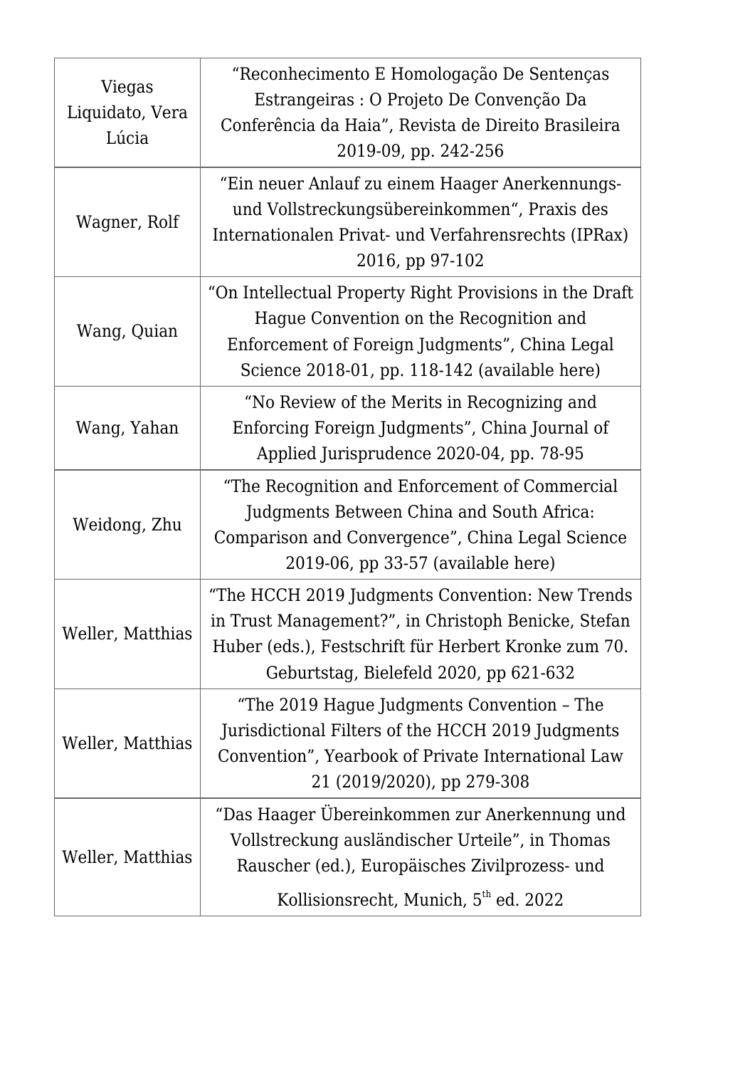| | |
|---|---|
| Viegas Liquidato, Vera Lúcia | "Reconhecimento E Homologação De Sentenças Estrangeiras : O Projeto De Convenção Da Conferência da Haia", Revista de Direito Brasileira 2019-09, pp. 242-256 |
| Wagner, Rolf | "Ein neuer Anlauf zu einem Haager Anerkennungs- und Vollstreckungsübereinkommen", Praxis des Internationalen Privat- und Verfahrensrechts (IPRax) 2016, pp 97-102 |
| Wang, Quian | "On Intellectual Property Right Provisions in the Draft Hague Convention on the Recognition and Enforcement of Foreign Judgments", China Legal Science 2018-01, pp. 118-142 (available here) |
| Wang, Yahan | "No Review of the Merits in Recognizing and Enforcing Foreign Judgments", China Journal of Applied Jurisprudence 2020-04, pp. 78-95 |
| Weidong, Zhu | "The Recognition and Enforcement of Commercial Judgments Between China and South Africa: Comparison and Convergence", China Legal Science 2019-06, pp 33-57 (available here) |
| Weller, Matthias | "The HCCH 2019 Judgments Convention: New Trends in Trust Management?", in Christoph Benicke, Stefan Huber (eds.), Festschrift für Herbert Kronke zum 70. Geburtstag, Bielefeld 2020, pp 621-632 |
| Weller, Matthias | "The 2019 Hague Judgments Convention – The Jurisdictional Filters of the HCCH 2019 Judgments Convention", Yearbook of Private International Law 21 (2019/2020), pp 279-308 |
| Weller, Matthias | "Das Haager Übereinkommen zur Anerkennung und Vollstreckung ausländischer Urteile", in Thomas Rauscher (ed.), Europäisches Zivilprozess- und Kollisionsrecht, Munich, 5th ed. 2022 |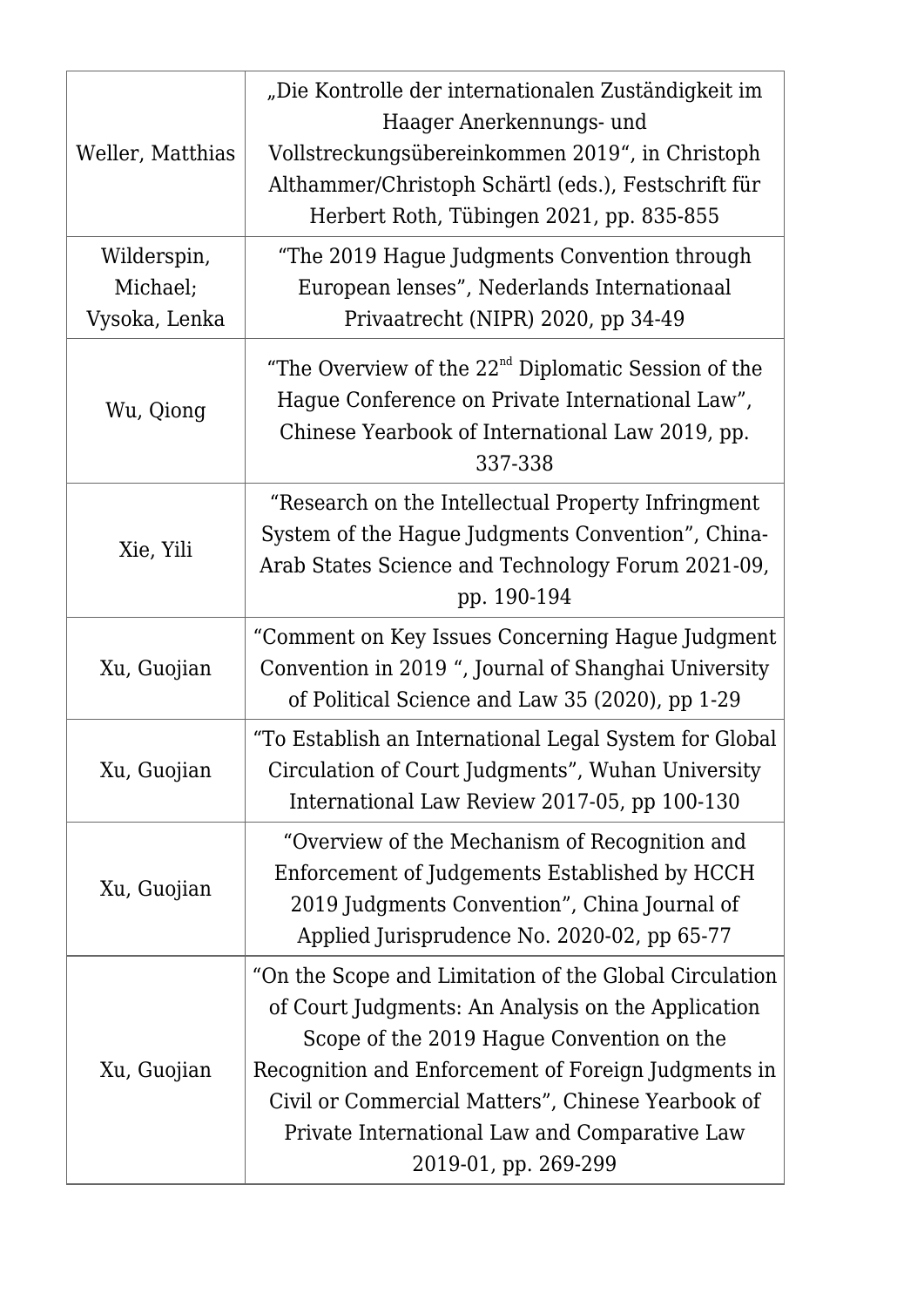| | |
|---|---|
| Weller, Matthias | „Die Kontrolle der internationalen Zuständigkeit im Haager Anerkennungs- und Vollstreckungsübereinkommen 2019", in Christoph Althammer/Christoph Schärtl (eds.), Festschrift für Herbert Roth, Tübingen 2021, pp. 835-855 |
| Wilderspin, Michael; Vysoka, Lenka | "The 2019 Hague Judgments Convention through European lenses", Nederlands Internationaal Privaatrecht (NIPR) 2020, pp 34-49 |
| Wu, Qiong | "The Overview of the 22nd Diplomatic Session of the Hague Conference on Private International Law", Chinese Yearbook of International Law 2019, pp. 337-338 |
| Xie, Yili | "Research on the Intellectual Property Infringment System of the Hague Judgments Convention", China-Arab States Science and Technology Forum 2021-09, pp. 190-194 |
| Xu, Guojian | "Comment on Key Issues Concerning Hague Judgment Convention in 2019 ", Journal of Shanghai University of Political Science and Law 35 (2020), pp 1-29 |
| Xu, Guojian | "To Establish an International Legal System for Global Circulation of Court Judgments", Wuhan University International Law Review 2017-05, pp 100-130 |
| Xu, Guojian | "Overview of the Mechanism of Recognition and Enforcement of Judgements Established by HCCH 2019 Judgments Convention", China Journal of Applied Jurisprudence No. 2020-02, pp 65-77 |
| Xu, Guojian | "On the Scope and Limitation of the Global Circulation of Court Judgments: An Analysis on the Application Scope of the 2019 Hague Convention on the Recognition and Enforcement of Foreign Judgments in Civil or Commercial Matters", Chinese Yearbook of Private International Law and Comparative Law 2019-01, pp. 269-299 |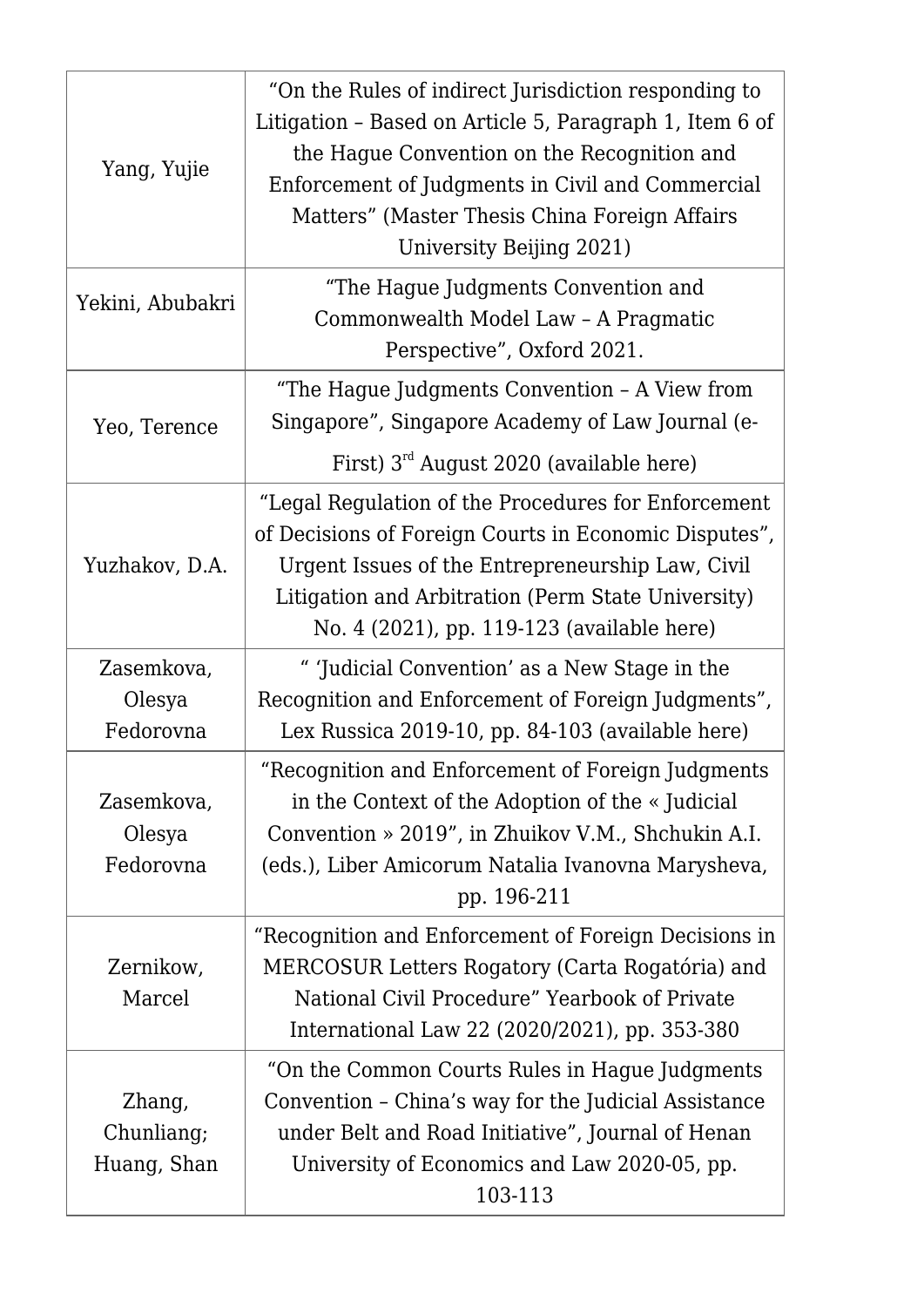| | |
|---|---|
| Yang, Yujie | "On the Rules of indirect Jurisdiction responding to Litigation – Based on Article 5, Paragraph 1, Item 6 of the Hague Convention on the Recognition and Enforcement of Judgments in Civil and Commercial Matters" (Master Thesis China Foreign Affairs University Beijing 2021) |
| Yekini, Abubakri | "The Hague Judgments Convention and Commonwealth Model Law – A Pragmatic Perspective", Oxford 2021. |
| Yeo, Terence | "The Hague Judgments Convention – A View from Singapore", Singapore Academy of Law Journal (e-First) 3rd August 2020 (available here) |
| Yuzhakov, D.A. | "Legal Regulation of the Procedures for Enforcement of Decisions of Foreign Courts in Economic Disputes", Urgent Issues of the Entrepreneurship Law, Civil Litigation and Arbitration (Perm State University) No. 4 (2021), pp. 119-123 (available here) |
| Zasemkova, Olesya Fedorovna | " 'Judicial Convention' as a New Stage in the Recognition and Enforcement of Foreign Judgments", Lex Russica 2019-10, pp. 84-103 (available here) |
| Zasemkova, Olesya Fedorovna | "Recognition and Enforcement of Foreign Judgments in the Context of the Adoption of the « Judicial Convention » 2019", in Zhuikov V.M., Shchukin A.I. (eds.), Liber Amicorum Natalia Ivanovna Marysheva, pp. 196-211 |
| Zernikow, Marcel | "Recognition and Enforcement of Foreign Decisions in MERCOSUR Letters Rogatory (Carta Rogatória) and National Civil Procedure" Yearbook of Private International Law 22 (2020/2021), pp. 353-380 |
| Zhang, Chunliang; Huang, Shan | "On the Common Courts Rules in Hague Judgments Convention – China's way for the Judicial Assistance under Belt and Road Initiative", Journal of Henan University of Economics and Law 2020-05, pp. 103-113 |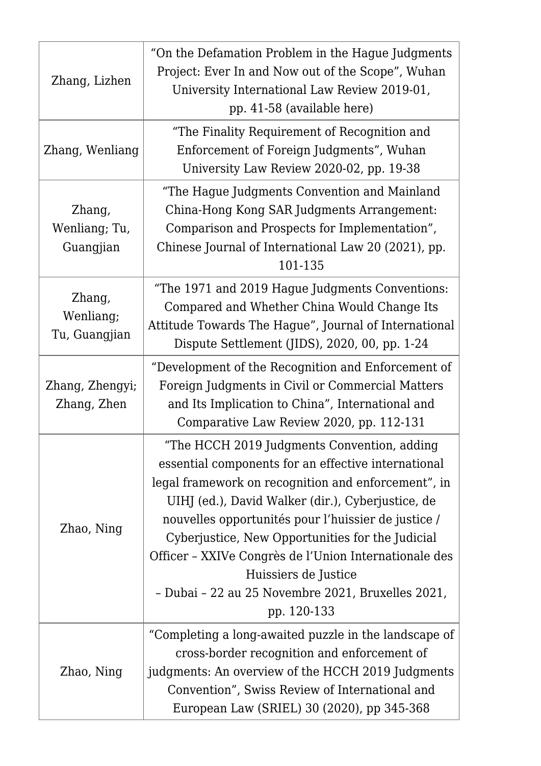| | |
|---|---|
| Zhang, Lizhen | “On the Defamation Problem in the Hague Judgments Project: Ever In and Now out of the Scope”, Wuhan University International Law Review 2019-01, pp. 41-58 (available here) |
| Zhang, Wenliang | “The Finality Requirement of Recognition and Enforcement of Foreign Judgments”, Wuhan University Law Review 2020-02, pp. 19-38 |
| Zhang, Wenliang; Tu, Guangjian | “The Hague Judgments Convention and Mainland China-Hong Kong SAR Judgments Arrangement: Comparison and Prospects for Implementation”, Chinese Journal of International Law 20 (2021), pp. 101-135 |
| Zhang, Wenliang; Tu, Guangjian | “The 1971 and 2019 Hague Judgments Conventions: Compared and Whether China Would Change Its Attitude Towards The Hague”, Journal of International Dispute Settlement (JIDS), 2020, 00, pp. 1-24 |
| Zhang, Zhengyi; Zhang, Zhen | “Development of the Recognition and Enforcement of Foreign Judgments in Civil or Commercial Matters and Its Implication to China”, International and Comparative Law Review 2020, pp. 112-131 |
| Zhao, Ning | “The HCCH 2019 Judgments Convention, adding essential components for an effective international legal framework on recognition and enforcement”, in UIHJ (ed.), David Walker (dir.), Cyberjustice, de nouvelles opportunités pour l’huissier de justice / Cyberjustice, New Opportunities for the Judicial Officer – XXIVe Congrès de l’Union Internationale des Huissiers de Justice – Dubai – 22 au 25 Novembre 2021, Bruxelles 2021, pp. 120-133 |
| Zhao, Ning | “Completing a long-awaited puzzle in the landscape of cross-border recognition and enforcement of judgments: An overview of the HCCH 2019 Judgments Convention”, Swiss Review of International and European Law (SRIEL) 30 (2020), pp 345-368 |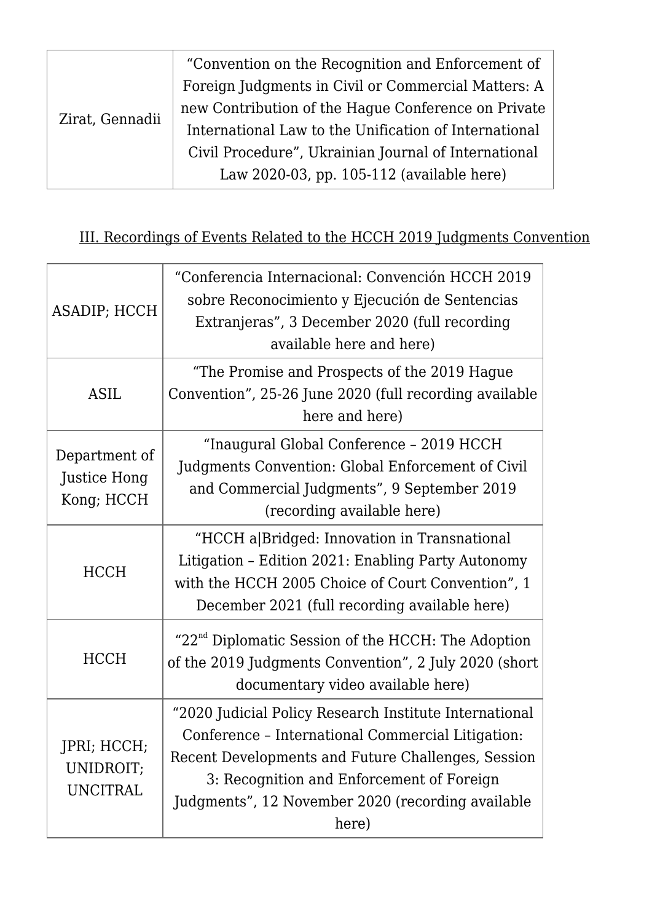| | |
|---|---|
| Zirat, Gennadii | "Convention on the Recognition and Enforcement of Foreign Judgments in Civil or Commercial Matters: A new Contribution of the Hague Conference on Private International Law to the Unification of International Civil Procedure", Ukrainian Journal of International Law 2020-03, pp. 105-112 (available here) |

III. Recordings of Events Related to the HCCH 2019 Judgments Convention

| | |
|---|---|
| ASADIP; HCCH | "Conferencia Internacional: Convención HCCH 2019 sobre Reconocimiento y Ejecución de Sentencias Extranjeras", 3 December 2020 (full recording available here and here) |
| ASIL | "The Promise and Prospects of the 2019 Hague Convention", 25-26 June 2020 (full recording available here and here) |
| Department of Justice Hong Kong; HCCH | "Inaugural Global Conference – 2019 HCCH Judgments Convention: Global Enforcement of Civil and Commercial Judgments", 9 September 2019 (recording available here) |
| HCCH | "HCCH a\|Bridged: Innovation in Transnational Litigation – Edition 2021: Enabling Party Autonomy with the HCCH 2005 Choice of Court Convention", 1 December 2021 (full recording available here) |
| HCCH | "22nd Diplomatic Session of the HCCH: The Adoption of the 2019 Judgments Convention", 2 July 2020 (short documentary video available here) |
| JPRI; HCCH; UNIDROIT; UNCITRAL | "2020 Judicial Policy Research Institute International Conference – International Commercial Litigation: Recent Developments and Future Challenges, Session 3: Recognition and Enforcement of Foreign Judgments", 12 November 2020 (recording available here) |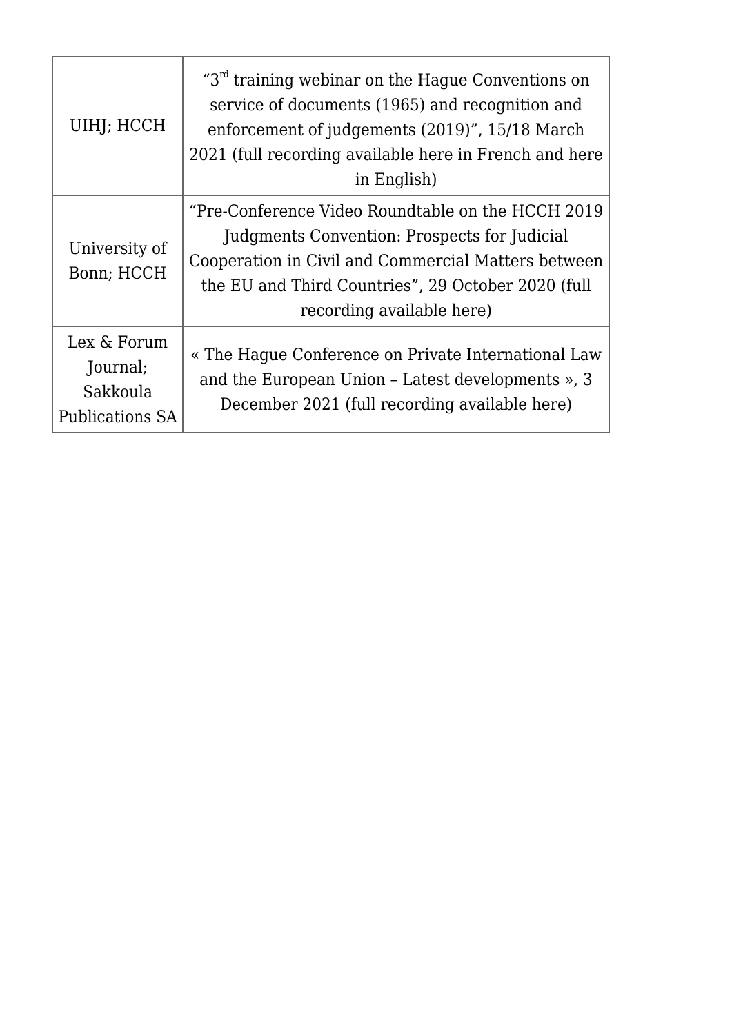| | |
|---|---|
| UIHJ; HCCH | "3rd training webinar on the Hague Conventions on service of documents (1965) and recognition and enforcement of judgements (2019)", 15/18 March 2021 (full recording available here in French and here in English) |
| University of Bonn; HCCH | "Pre-Conference Video Roundtable on the HCCH 2019 Judgments Convention: Prospects for Judicial Cooperation in Civil and Commercial Matters between the EU and Third Countries", 29 October 2020 (full recording available here) |
| Lex & Forum Journal; Sakkoula Publications SA | « The Hague Conference on Private International Law and the European Union – Latest developments », 3 December 2021 (full recording available here) |